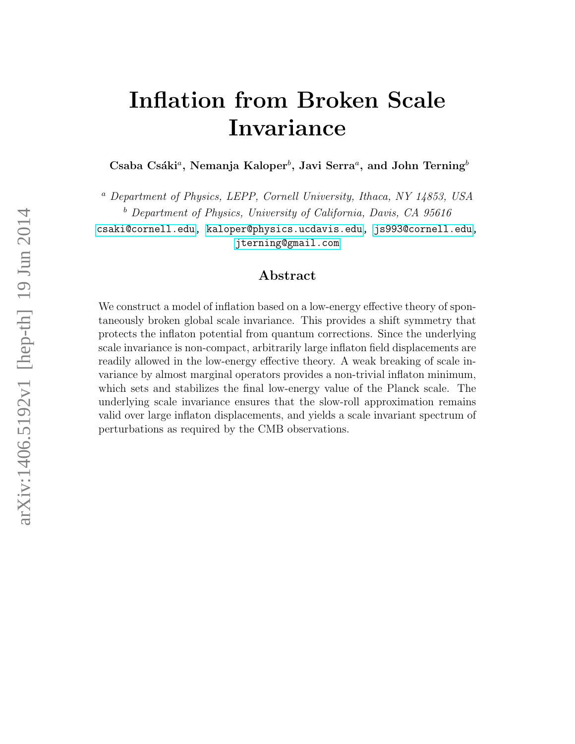# Inflation from Broken Scale Invariance

**Csaba Csáki[a], Nemanja Kaloper[b], Javi Serra[a], and John Terning[b]**

[a] *Department of Physics, LEPP, Cornell University, Ithaca, NY 14853, USA*

[b] *Department of Physics, University of California, Davis, CA 95616*

csaki@cornell.edu, kaloper@physics.ucdavis.edu, js993@cornell.edu, jterning@gmail.com

## Abstract

We construct a model of inflation based on a low-energy effective theory of spontaneously broken global scale invariance. This provides a shift symmetry that protects the inflaton potential from quantum corrections. Since the underlying scale invariance is non-compact, arbitrarily large inflaton field displacements are readily allowed in the low-energy effective theory. A weak breaking of scale invariance by almost marginal operators provides a non-trivial inflaton minimum, which sets and stabilizes the final low-energy value of the Planck scale. The underlying scale invariance ensures that the slow-roll approximation remains valid over large inflaton displacements, and yields a scale invariant spectrum of perturbations as required by the CMB observations.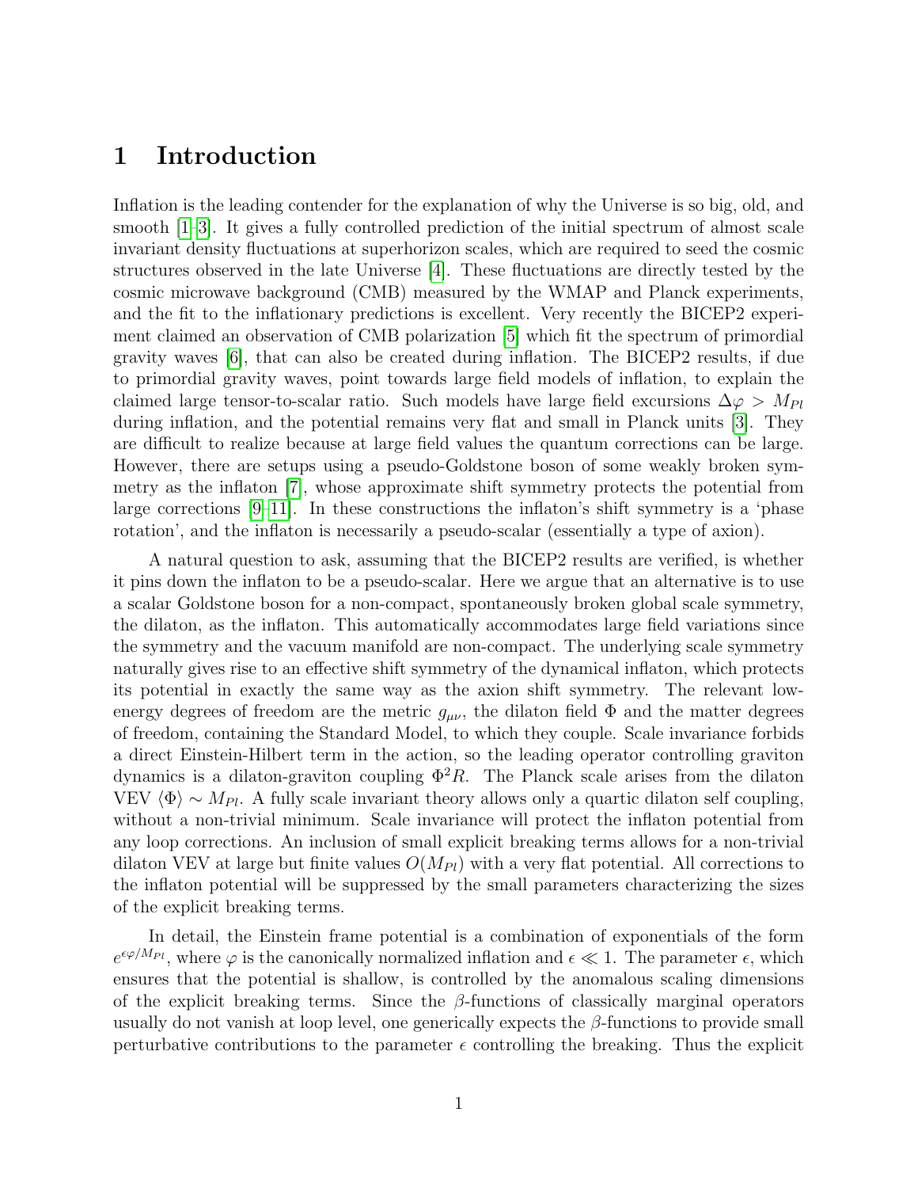# 1 Introduction

Inflation is the leading contender for the explanation of why the Universe is so big, old, and smooth [1–3]. It gives a fully controlled prediction of the initial spectrum of almost scale invariant density fluctuations at superhorizon scales, which are required to seed the cosmic structures observed in the late Universe [4]. These fluctuations are directly tested by the cosmic microwave background (CMB) measured by the WMAP and Planck experiments, and the fit to the inflationary predictions is excellent. Very recently the BICEP2 experiment claimed an observation of CMB polarization [5] which fit the spectrum of primordial gravity waves [6], that can also be created during inflation. The BICEP2 results, if due to primordial gravity waves, point towards large field models of inflation, to explain the claimed large tensor-to-scalar ratio. Such models have large field excursions $\Delta\varphi > M_{Pl}$ during inflation, and the potential remains very flat and small in Planck units [3]. They are difficult to realize because at large field values the quantum corrections can be large. However, there are setups using a pseudo-Goldstone boson of some weakly broken symmetry as the inflaton [7], whose approximate shift symmetry protects the potential from large corrections [9–11]. In these constructions the inflaton's shift symmetry is a 'phase rotation', and the inflaton is necessarily a pseudo-scalar (essentially a type of axion).

A natural question to ask, assuming that the BICEP2 results are verified, is whether it pins down the inflaton to be a pseudo-scalar. Here we argue that an alternative is to use a scalar Goldstone boson for a non-compact, spontaneously broken global scale symmetry, the dilaton, as the inflaton. This automatically accommodates large field variations since the symmetry and the vacuum manifold are non-compact. The underlying scale symmetry naturally gives rise to an effective shift symmetry of the dynamical inflaton, which protects its potential in exactly the same way as the axion shift symmetry. The relevant low-energy degrees of freedom are the metric $g_{\mu\nu}$, the dilaton field $\Phi$ and the matter degrees of freedom, containing the Standard Model, to which they couple. Scale invariance forbids a direct Einstein-Hilbert term in the action, so the leading operator controlling graviton dynamics is a dilaton-graviton coupling $\Phi^2 R$. The Planck scale arises from the dilaton VEV $\langle\Phi\rangle \sim M_{Pl}$. A fully scale invariant theory allows only a quartic dilaton self coupling, without a non-trivial minimum. Scale invariance will protect the inflaton potential from any loop corrections. An inclusion of small explicit breaking terms allows for a non-trivial dilaton VEV at large but finite values $O(M_{Pl})$ with a very flat potential. All corrections to the inflaton potential will be suppressed by the small parameters characterizing the sizes of the explicit breaking terms.

In detail, the Einstein frame potential is a combination of exponentials of the form $e^{\epsilon\varphi/M_{Pl}}$, where $\varphi$ is the canonically normalized inflation and $\epsilon \ll 1$. The parameter $\epsilon$, which ensures that the potential is shallow, is controlled by the anomalous scaling dimensions of the explicit breaking terms. Since the $\beta$-functions of classically marginal operators usually do not vanish at loop level, one generically expects the $\beta$-functions to provide small perturbative contributions to the parameter $\epsilon$ controlling the breaking. Thus the explicit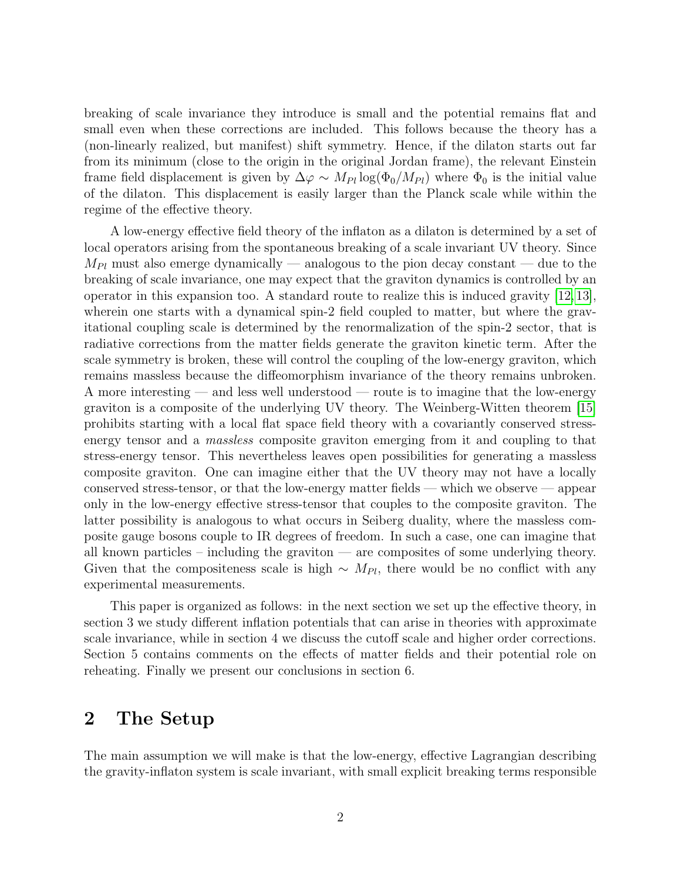breaking of scale invariance they introduce is small and the potential remains flat and small even when these corrections are included. This follows because the theory has a (non-linearly realized, but manifest) shift symmetry. Hence, if the dilaton starts out far from its minimum (close to the origin in the original Jordan frame), the relevant Einstein frame field displacement is given by $\Delta\varphi \sim M_{Pl} \log(\Phi_0/M_{Pl})$ where $\Phi_0$ is the initial value of the dilaton. This displacement is easily larger than the Planck scale while within the regime of the effective theory.

A low-energy effective field theory of the inflaton as a dilaton is determined by a set of local operators arising from the spontaneous breaking of a scale invariant UV theory. Since $M_{Pl}$ must also emerge dynamically — analogous to the pion decay constant — due to the breaking of scale invariance, one may expect that the graviton dynamics is controlled by an operator in this expansion too. A standard route to realize this is induced gravity [12, 13], wherein one starts with a dynamical spin-2 field coupled to matter, but where the gravitational coupling scale is determined by the renormalization of the spin-2 sector, that is radiative corrections from the matter fields generate the graviton kinetic term. After the scale symmetry is broken, these will control the coupling of the low-energy graviton, which remains massless because the diffeomorphism invariance of the theory remains unbroken. A more interesting — and less well understood — route is to imagine that the low-energy graviton is a composite of the underlying UV theory. The Weinberg-Witten theorem [15] prohibits starting with a local flat space field theory with a covariantly conserved stress-energy tensor and a *massless* composite graviton emerging from it and coupling to that stress-energy tensor. This nevertheless leaves open possibilities for generating a massless composite graviton. One can imagine either that the UV theory may not have a locally conserved stress-tensor, or that the low-energy matter fields — which we observe — appear only in the low-energy effective stress-tensor that couples to the composite graviton. The latter possibility is analogous to what occurs in Seiberg duality, where the massless composite gauge bosons couple to IR degrees of freedom. In such a case, one can imagine that all known particles – including the graviton — are composites of some underlying theory. Given that the compositeness scale is high $\sim M_{Pl}$, there would be no conflict with any experimental measurements.

This paper is organized as follows: in the next section we set up the effective theory, in section 3 we study different inflation potentials that can arise in theories with approximate scale invariance, while in section 4 we discuss the cutoff scale and higher order corrections. Section 5 contains comments on the effects of matter fields and their potential role on reheating. Finally we present our conclusions in section 6.

## 2 The Setup

The main assumption we will make is that the low-energy, effective Lagrangian describing the gravity-inflaton system is scale invariant, with small explicit breaking terms responsible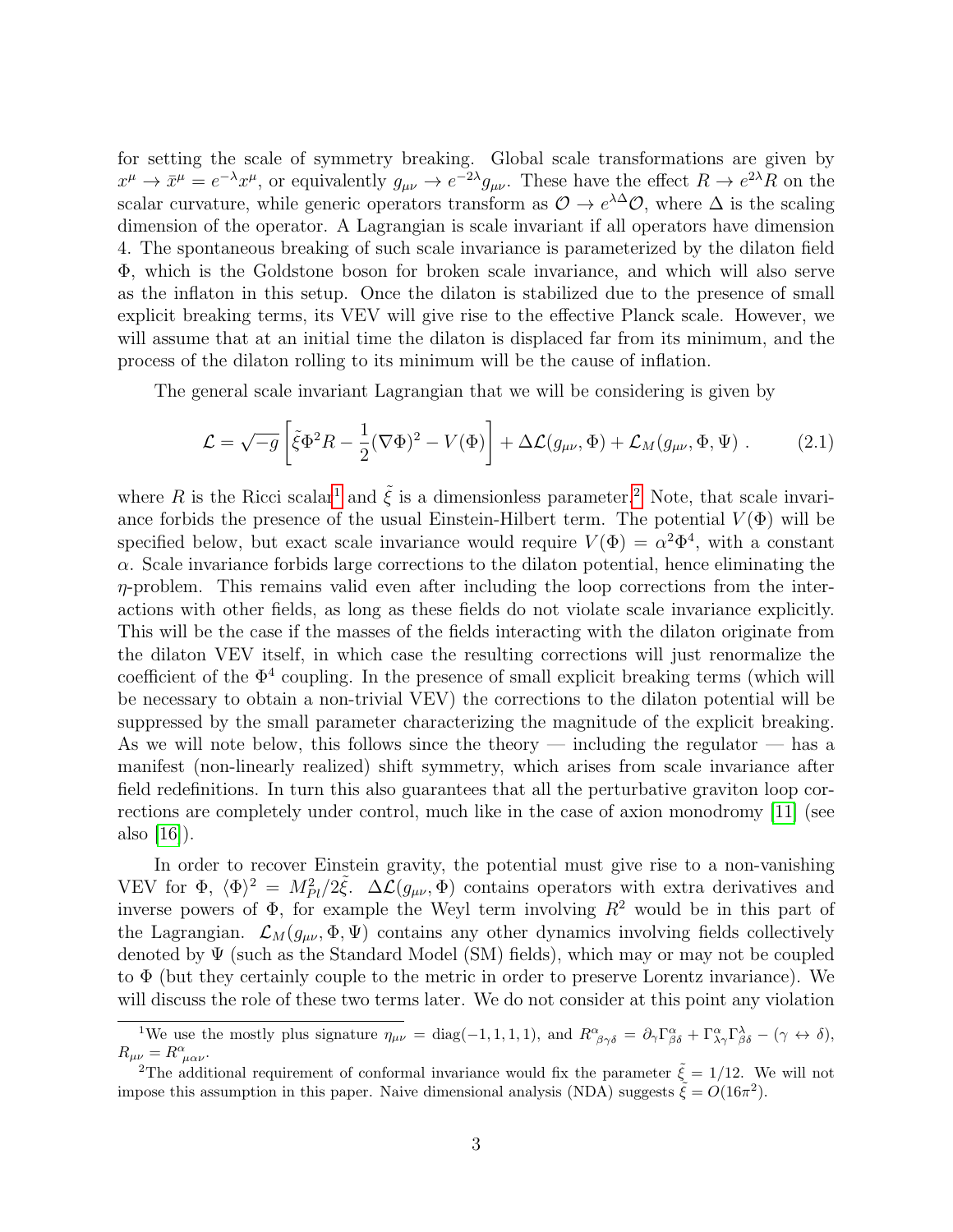for setting the scale of symmetry breaking. Global scale transformations are given by $x^\mu \to \bar{x}^\mu = e^{-\lambda} x^\mu$, or equivalently $g_{\mu\nu} \to e^{-2\lambda} g_{\mu\nu}$. These have the effect $R \to e^{2\lambda} R$ on the scalar curvature, while generic operators transform as $\mathcal{O} \to e^{\lambda\Delta}\mathcal{O}$, where $\Delta$ is the scaling dimension of the operator. A Lagrangian is scale invariant if all operators have dimension 4. The spontaneous breaking of such scale invariance is parameterized by the dilaton field $\Phi$, which is the Goldstone boson for broken scale invariance, and which will also serve as the inflaton in this setup. Once the dilaton is stabilized due to the presence of small explicit breaking terms, its VEV will give rise to the effective Planck scale. However, we will assume that at an initial time the dilaton is displaced far from its minimum, and the process of the dilaton rolling to its minimum will be the cause of inflation.

The general scale invariant Lagrangian that we will be considering is given by

$$\mathcal{L} = \sqrt{-g}\left[\tilde{\xi}\Phi^2 R - \frac{1}{2}(\nabla\Phi)^2 - V(\Phi)\right] + \Delta\mathcal{L}(g_{\mu\nu}, \Phi) + \mathcal{L}_M(g_{\mu\nu}, \Phi, \Psi) \ . \tag{2.1}$$

where $R$ is the Ricci scalar[1] and $\tilde{\xi}$ is a dimensionless parameter.[2] Note, that scale invariance forbids the presence of the usual Einstein-Hilbert term. The potential $V(\Phi)$ will be specified below, but exact scale invariance would require $V(\Phi) = \alpha^2\Phi^4$, with a constant $\alpha$. Scale invariance forbids large corrections to the dilaton potential, hence eliminating the $\eta$-problem. This remains valid even after including the loop corrections from the interactions with other fields, as long as these fields do not violate scale invariance explicitly. This will be the case if the masses of the fields interacting with the dilaton originate from the dilaton VEV itself, in which case the resulting corrections will just renormalize the coefficient of the $\Phi^4$ coupling. In the presence of small explicit breaking terms (which will be necessary to obtain a non-trivial VEV) the corrections to the dilaton potential will be suppressed by the small parameter characterizing the magnitude of the explicit breaking. As we will note below, this follows since the theory — including the regulator — has a manifest (non-linearly realized) shift symmetry, which arises from scale invariance after field redefinitions. In turn this also guarantees that all the perturbative graviton loop corrections are completely under control, much like in the case of axion monodromy [11] (see also [16]).

In order to recover Einstein gravity, the potential must give rise to a non-vanishing VEV for $\Phi$, $\langle\Phi\rangle^2 = M_{Pl}^2/2\tilde{\xi}$. $\Delta\mathcal{L}(g_{\mu\nu}, \Phi)$ contains operators with extra derivatives and inverse powers of $\Phi$, for example the Weyl term involving $R^2$ would be in this part of the Lagrangian. $\mathcal{L}_M(g_{\mu\nu}, \Phi, \Psi)$ contains any other dynamics involving fields collectively denoted by $\Psi$ (such as the Standard Model (SM) fields), which may or may not be coupled to $\Phi$ (but they certainly couple to the metric in order to preserve Lorentz invariance). We will discuss the role of these two terms later. We do not consider at this point any violation

[1] We use the mostly plus signature $\eta_{\mu\nu} = \mathrm{diag}(-1, 1, 1, 1)$, and $R^\alpha{}_{\beta\gamma\delta} = \partial_\gamma\Gamma^\alpha_{\beta\delta} + \Gamma^\alpha_{\lambda\gamma}\Gamma^\lambda_{\beta\delta} - (\gamma \leftrightarrow \delta)$, $R_{\mu\nu} = R^\alpha{}_{\mu\alpha\nu}$.

[2] The additional requirement of conformal invariance would fix the parameter $\tilde{\xi} = 1/12$. We will not impose this assumption in this paper. Naive dimensional analysis (NDA) suggests $\tilde{\xi} = O(16\pi^2)$.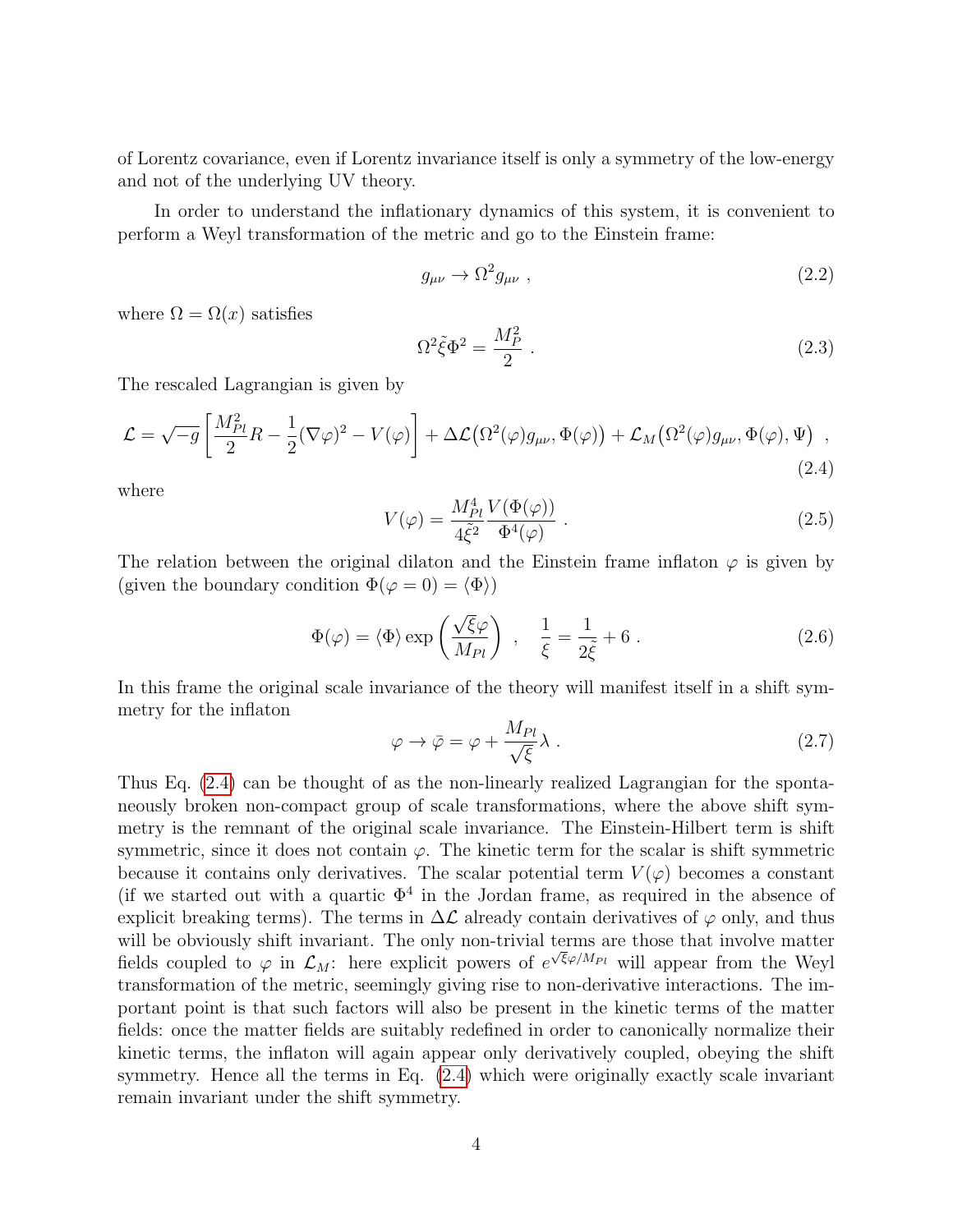of Lorentz covariance, even if Lorentz invariance itself is only a symmetry of the low-energy and not of the underlying UV theory.

In order to understand the inflationary dynamics of this system, it is convenient to perform a Weyl transformation of the metric and go to the Einstein frame:

$$g_{\mu\nu} \to \Omega^2 g_{\mu\nu} \ , \tag{2.2}$$

where $\Omega = \Omega(x)$ satisfies

$$\Omega^2 \tilde{\xi} \Phi^2 = \frac{M_P^2}{2} \ . \tag{2.3}$$

The rescaled Lagrangian is given by

$$\mathcal{L} = \sqrt{-g}\left[\frac{M_{Pl}^2}{2}R - \frac{1}{2}(\nabla\varphi)^2 - V(\varphi)\right] + \Delta\mathcal{L}\big(\Omega^2(\varphi)g_{\mu\nu}, \Phi(\varphi)\big) + \mathcal{L}_M\big(\Omega^2(\varphi)g_{\mu\nu}, \Phi(\varphi), \Psi\big) \ , \tag{2.4}$$

where

$$V(\varphi) = \frac{M_{Pl}^4}{4\tilde{\xi}^2}\frac{V(\Phi(\varphi))}{\Phi^4(\varphi)} \ . \tag{2.5}$$

The relation between the original dilaton and the Einstein frame inflaton $\varphi$ is given by (given the boundary condition $\Phi(\varphi = 0) = \langle\Phi\rangle$)

$$\Phi(\varphi) = \langle\Phi\rangle \exp\left(\frac{\sqrt{\xi}\varphi}{M_{Pl}}\right) \ , \quad \frac{1}{\xi} = \frac{1}{2\tilde{\xi}} + 6 \ . \tag{2.6}$$

In this frame the original scale invariance of the theory will manifest itself in a shift symmetry for the inflaton

$$\varphi \to \bar{\varphi} = \varphi + \frac{M_{Pl}}{\sqrt{\xi}}\lambda \ . \tag{2.7}$$

Thus Eq. (2.4) can be thought of as the non-linearly realized Lagrangian for the spontaneously broken non-compact group of scale transformations, where the above shift symmetry is the remnant of the original scale invariance. The Einstein-Hilbert term is shift symmetric, since it does not contain $\varphi$. The kinetic term for the scalar is shift symmetric because it contains only derivatives. The scalar potential term $V(\varphi)$ becomes a constant (if we started out with a quartic $\Phi^4$ in the Jordan frame, as required in the absence of explicit breaking terms). The terms in $\Delta\mathcal{L}$ already contain derivatives of $\varphi$ only, and thus will be obviously shift invariant. The only non-trivial terms are those that involve matter fields coupled to $\varphi$ in $\mathcal{L}_M$: here explicit powers of $e^{\sqrt{\xi}\varphi/M_{Pl}}$ will appear from the Weyl transformation of the metric, seemingly giving rise to non-derivative interactions. The important point is that such factors will also be present in the kinetic terms of the matter fields: once the matter fields are suitably redefined in order to canonically normalize their kinetic terms, the inflaton will again appear only derivatively coupled, obeying the shift symmetry. Hence all the terms in Eq. (2.4) which were originally exactly scale invariant remain invariant under the shift symmetry.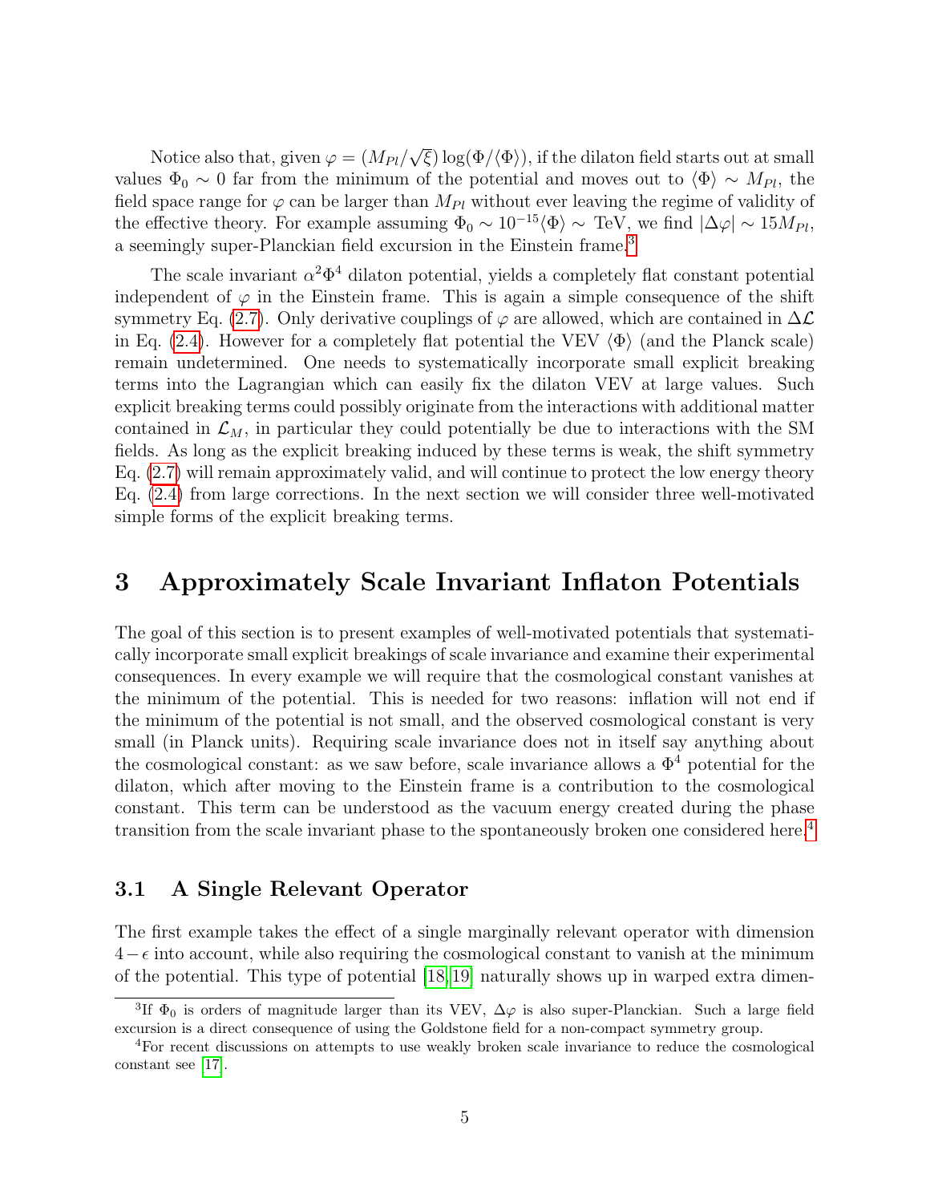Notice also that, given $\varphi = (M_{Pl}/\sqrt{\xi}) \log(\Phi/\langle\Phi\rangle)$, if the dilaton field starts out at small values $\Phi_0 \sim 0$ far from the minimum of the potential and moves out to $\langle\Phi\rangle \sim M_{Pl}$, the field space range for $\varphi$ can be larger than $M_{Pl}$ without ever leaving the regime of validity of the effective theory. For example assuming $\Phi_0 \sim 10^{-15}\langle\Phi\rangle \sim$ TeV, we find $|\Delta\varphi| \sim 15 M_{Pl}$, a seemingly super-Planckian field excursion in the Einstein frame.[3]

The scale invariant $\alpha^2\Phi^4$ dilaton potential, yields a completely flat constant potential independent of $\varphi$ in the Einstein frame. This is again a simple consequence of the shift symmetry Eq. (2.7). Only derivative couplings of $\varphi$ are allowed, which are contained in $\Delta\mathcal{L}$ in Eq. (2.4). However for a completely flat potential the VEV $\langle\Phi\rangle$ (and the Planck scale) remain undetermined. One needs to systematically incorporate small explicit breaking terms into the Lagrangian which can easily fix the dilaton VEV at large values. Such explicit breaking terms could possibly originate from the interactions with additional matter contained in $\mathcal{L}_M$, in particular they could potentially be due to interactions with the SM fields. As long as the explicit breaking induced by these terms is weak, the shift symmetry Eq. (2.7) will remain approximately valid, and will continue to protect the low energy theory Eq. (2.4) from large corrections. In the next section we will consider three well-motivated simple forms of the explicit breaking terms.

# 3 Approximately Scale Invariant Inflaton Potentials

The goal of this section is to present examples of well-motivated potentials that systematically incorporate small explicit breakings of scale invariance and examine their experimental consequences. In every example we will require that the cosmological constant vanishes at the minimum of the potential. This is needed for two reasons: inflation will not end if the minimum of the potential is not small, and the observed cosmological constant is very small (in Planck units). Requiring scale invariance does not in itself say anything about the cosmological constant: as we saw before, scale invariance allows a $\Phi^4$ potential for the dilaton, which after moving to the Einstein frame is a contribution to the cosmological constant. This term can be understood as the vacuum energy created during the phase transition from the scale invariant phase to the spontaneously broken one considered here.[4]

## 3.1 A Single Relevant Operator

The first example takes the effect of a single marginally relevant operator with dimension $4-\epsilon$ into account, while also requiring the cosmological constant to vanish at the minimum of the potential. This type of potential [18, 19] naturally shows up in warped extra dimen-

[3]If $\Phi_0$ is orders of magnitude larger than its VEV, $\Delta\varphi$ is also super-Planckian. Such a large field excursion is a direct consequence of using the Goldstone field for a non-compact symmetry group.

[4]For recent discussions on attempts to use weakly broken scale invariance to reduce the cosmological constant see [17].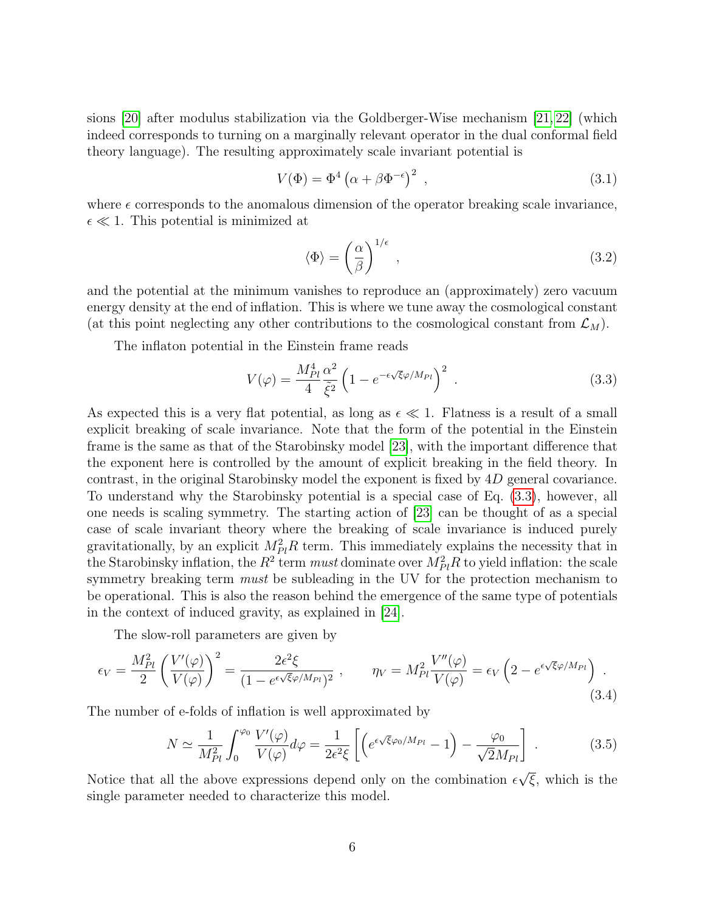sions [20] after modulus stabilization via the Goldberger-Wise mechanism [21,22] (which indeed corresponds to turning on a marginally relevant operator in the dual conformal field theory language). The resulting approximately scale invariant potential is

$$V(\Phi) = \Phi^4 \left(\alpha + \beta \Phi^{-\epsilon}\right)^2 \ , \tag{3.1}$$

where $\epsilon$ corresponds to the anomalous dimension of the operator breaking scale invariance, $\epsilon \ll 1$. This potential is minimized at

$$\langle \Phi \rangle = \left(\frac{\alpha}{\beta}\right)^{1/\epsilon} \ , \tag{3.2}$$

and the potential at the minimum vanishes to reproduce an (approximately) zero vacuum energy density at the end of inflation. This is where we tune away the cosmological constant (at this point neglecting any other contributions to the cosmological constant from $\mathcal{L}_M$).

The inflaton potential in the Einstein frame reads

$$V(\varphi) = \frac{M_{Pl}^4}{4}\frac{\alpha^2}{\tilde{\xi}^2}\left(1 - e^{-\epsilon\sqrt{\xi}\varphi/M_{Pl}}\right)^2 \ . \tag{3.3}$$

As expected this is a very flat potential, as long as $\epsilon \ll 1$. Flatness is a result of a small explicit breaking of scale invariance. Note that the form of the potential in the Einstein frame is the same as that of the Starobinsky model [23], with the important difference that the exponent here is controlled by the amount of explicit breaking in the field theory. In contrast, in the original Starobinsky model the exponent is fixed by $4D$ general covariance. To understand why the Starobinsky potential is a special case of Eq. (3.3), however, all one needs is scaling symmetry. The starting action of [23] can be thought of as a special case of scale invariant theory where the breaking of scale invariance is induced purely gravitationally, by an explicit $M_{Pl}^2 R$ term. This immediately explains the necessity that in the Starobinsky inflation, the $R^2$ term *must* dominate over $M_{Pl}^2 R$ to yield inflation: the scale symmetry breaking term *must* be subleading in the UV for the protection mechanism to be operational. This is also the reason behind the emergence of the same type of potentials in the context of induced gravity, as explained in [24].

The slow-roll parameters are given by

$$\epsilon_V = \frac{M_{Pl}^2}{2}\left(\frac{V'(\varphi)}{V(\varphi)}\right)^2 = \frac{2\epsilon^2\xi}{(1 - e^{\epsilon\sqrt{\xi}\varphi/M_{Pl}})^2} \ , \qquad \eta_V = M_{Pl}^2\frac{V''(\varphi)}{V(\varphi)} = \epsilon_V\left(2 - e^{\epsilon\sqrt{\xi}\varphi/M_{Pl}}\right) \ . \tag{3.4}$$

The number of e-folds of inflation is well approximated by

$$N \simeq \frac{1}{M_{Pl}^2}\int_0^{\varphi_0}\frac{V'(\varphi)}{V(\varphi)}d\varphi = \frac{1}{2\epsilon^2\xi}\left[\left(e^{\epsilon\sqrt{\xi}\varphi_0/M_{Pl}} - 1\right) - \frac{\varphi_0}{\sqrt{2}M_{Pl}}\right] \ . \tag{3.5}$$

Notice that all the above expressions depend only on the combination $\epsilon\sqrt{\xi}$, which is the single parameter needed to characterize this model.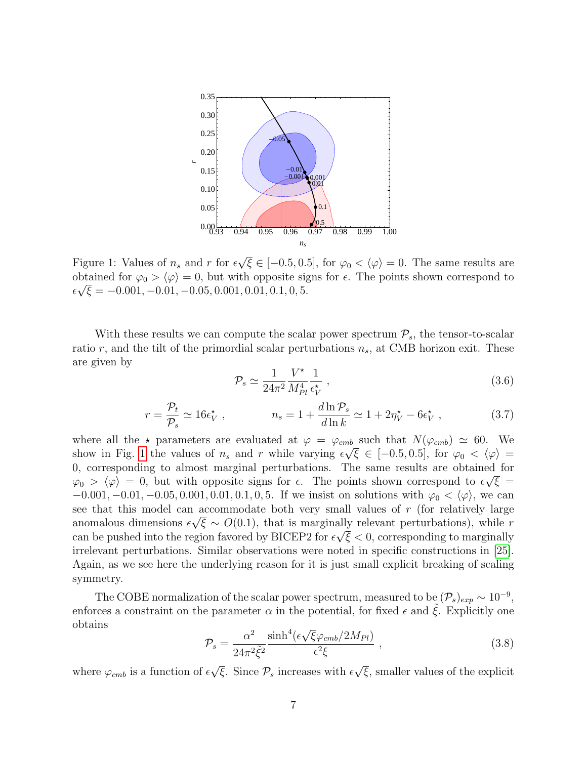Figure 1: Values of $n_s$ and $r$ for $\epsilon\sqrt{\xi} \in [-0.5, 0.5]$, for $\varphi_0 < \langle\varphi\rangle = 0$. The same results are obtained for $\varphi_0 > \langle\varphi\rangle = 0$, but with opposite signs for $\epsilon$. The points shown correspond to $\epsilon\sqrt{\xi} = -0.001, -0.01, -0.05, 0.001, 0.01, 0.1, 0, 5$.

With these results we can compute the scalar power spectrum $\mathcal{P}_s$, the tensor-to-scalar ratio $r$, and the tilt of the primordial scalar perturbations $n_s$, at CMB horizon exit. These are given by

$$\mathcal{P}_s \simeq \frac{1}{24\pi^2} \frac{V^\star}{M_{Pl}^4} \frac{1}{\epsilon_V^\star} , \tag{3.6}$$

$$r = \frac{\mathcal{P}_t}{\mathcal{P}_s} \simeq 16\epsilon_V^\star , \qquad n_s = 1 + \frac{d\ln \mathcal{P}_s}{d\ln k} \simeq 1 + 2\eta_V^\star - 6\epsilon_V^\star , \tag{3.7}$$

where all the $\star$ parameters are evaluated at $\varphi = \varphi_{cmb}$ such that $N(\varphi_{cmb}) \simeq 60$. We show in Fig. 1 the values of $n_s$ and $r$ while varying $\epsilon\sqrt{\xi} \in [-0.5, 0.5]$, for $\varphi_0 < \langle\varphi\rangle = 0$, corresponding to almost marginal perturbations. The same results are obtained for $\varphi_0 > \langle\varphi\rangle = 0$, but with opposite signs for $\epsilon$. The points shown correspond to $\epsilon\sqrt{\xi} = -0.001, -0.01, -0.05, 0.001, 0.01, 0.1, 0, 5$. If we insist on solutions with $\varphi_0 < \langle\varphi\rangle$, we can see that this model can accommodate both very small values of $r$ (for relatively large anomalous dimensions $\epsilon\sqrt{\xi} \sim O(0.1)$, that is marginally relevant perturbations), while $r$ can be pushed into the region favored by BICEP2 for $\epsilon\sqrt{\xi} < 0$, corresponding to marginally irrelevant perturbations. Similar observations were noted in specific constructions in [25]. Again, as we see here the underlying reason for it is just small explicit breaking of scaling symmetry.

The COBE normalization of the scalar power spectrum, measured to be $(\mathcal{P}_s)_{exp} \sim 10^{-9}$, enforces a constraint on the parameter $\alpha$ in the potential, for fixed $\epsilon$ and $\tilde{\xi}$. Explicitly one obtains

$$\mathcal{P}_s = \frac{\alpha^2}{24\pi^2\tilde{\xi}^2} \frac{\sinh^4(\epsilon\sqrt{\xi}\varphi_{cmb}/2M_{Pl})}{\epsilon^2\xi} , \tag{3.8}$$

where $\varphi_{cmb}$ is a function of $\epsilon\sqrt{\xi}$. Since $\mathcal{P}_s$ increases with $\epsilon\sqrt{\xi}$, smaller values of the explicit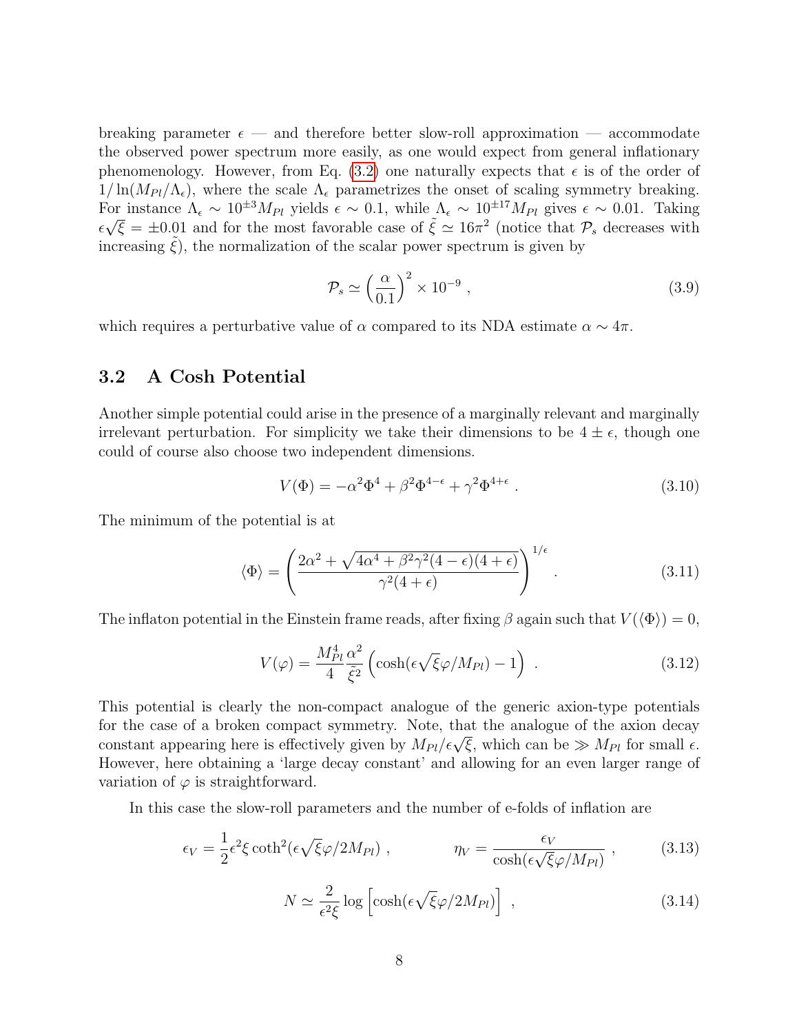breaking parameter $\epsilon$ — and therefore better slow-roll approximation — accommodate the observed power spectrum more easily, as one would expect from general inflationary phenomenology. However, from Eq. (3.2) one naturally expects that $\epsilon$ is of the order of $1/\ln(M_{Pl}/\Lambda_\epsilon)$, where the scale $\Lambda_\epsilon$ parametrizes the onset of scaling symmetry breaking. For instance $\Lambda_\epsilon \sim 10^{\pm 3} M_{Pl}$ yields $\epsilon \sim 0.1$, while $\Lambda_\epsilon \sim 10^{\pm 17} M_{Pl}$ gives $\epsilon \sim 0.01$. Taking $\epsilon\sqrt{\xi} = \pm 0.01$ and for the most favorable case of $\tilde{\xi} \simeq 16\pi^2$ (notice that $\mathcal{P}_s$ decreases with increasing $\tilde{\xi}$), the normalization of the scalar power spectrum is given by

$$\mathcal{P}_s \simeq \left(\frac{\alpha}{0.1}\right)^2 \times 10^{-9} \ , \tag{3.9}$$

which requires a perturbative value of $\alpha$ compared to its NDA estimate $\alpha \sim 4\pi$.

### 3.2 A Cosh Potential

Another simple potential could arise in the presence of a marginally relevant and marginally irrelevant perturbation. For simplicity we take their dimensions to be $4 \pm \epsilon$, though one could of course also choose two independent dimensions.

$$V(\Phi) = -\alpha^2 \Phi^4 + \beta^2 \Phi^{4-\epsilon} + \gamma^2 \Phi^{4+\epsilon} \ . \tag{3.10}$$

The minimum of the potential is at

$$\langle \Phi \rangle = \left( \frac{2\alpha^2 + \sqrt{4\alpha^4 + \beta^2\gamma^2(4-\epsilon)(4+\epsilon)}}{\gamma^2(4+\epsilon)} \right)^{1/\epsilon} \ . \tag{3.11}$$

The inflaton potential in the Einstein frame reads, after fixing $\beta$ again such that $V(\langle\Phi\rangle) = 0$,

$$V(\varphi) = \frac{M_{Pl}^4}{4}\frac{\alpha^2}{\tilde{\xi}^2}\left(\cosh(\epsilon\sqrt{\xi}\varphi/M_{Pl}) - 1\right) \ . \tag{3.12}$$

This potential is clearly the non-compact analogue of the generic axion-type potentials for the case of a broken compact symmetry. Note, that the analogue of the axion decay constant appearing here is effectively given by $M_{Pl}/\epsilon\sqrt{\xi}$, which can be $\gg M_{Pl}$ for small $\epsilon$. However, here obtaining a 'large decay constant' and allowing for an even larger range of variation of $\varphi$ is straightforward.

In this case the slow-roll parameters and the number of e-folds of inflation are

$$\epsilon_V = \frac{1}{2}\epsilon^2\xi \coth^2(\epsilon\sqrt{\xi}\varphi/2M_{Pl}) \ , \qquad\qquad \eta_V = \frac{\epsilon_V}{\cosh(\epsilon\sqrt{\xi}\varphi/M_{Pl})} \ , \tag{3.13}$$

$$N \simeq \frac{2}{\epsilon^2\xi}\log\left[\cosh(\epsilon\sqrt{\xi}\varphi/2M_{Pl})\right] \ , \tag{3.14}$$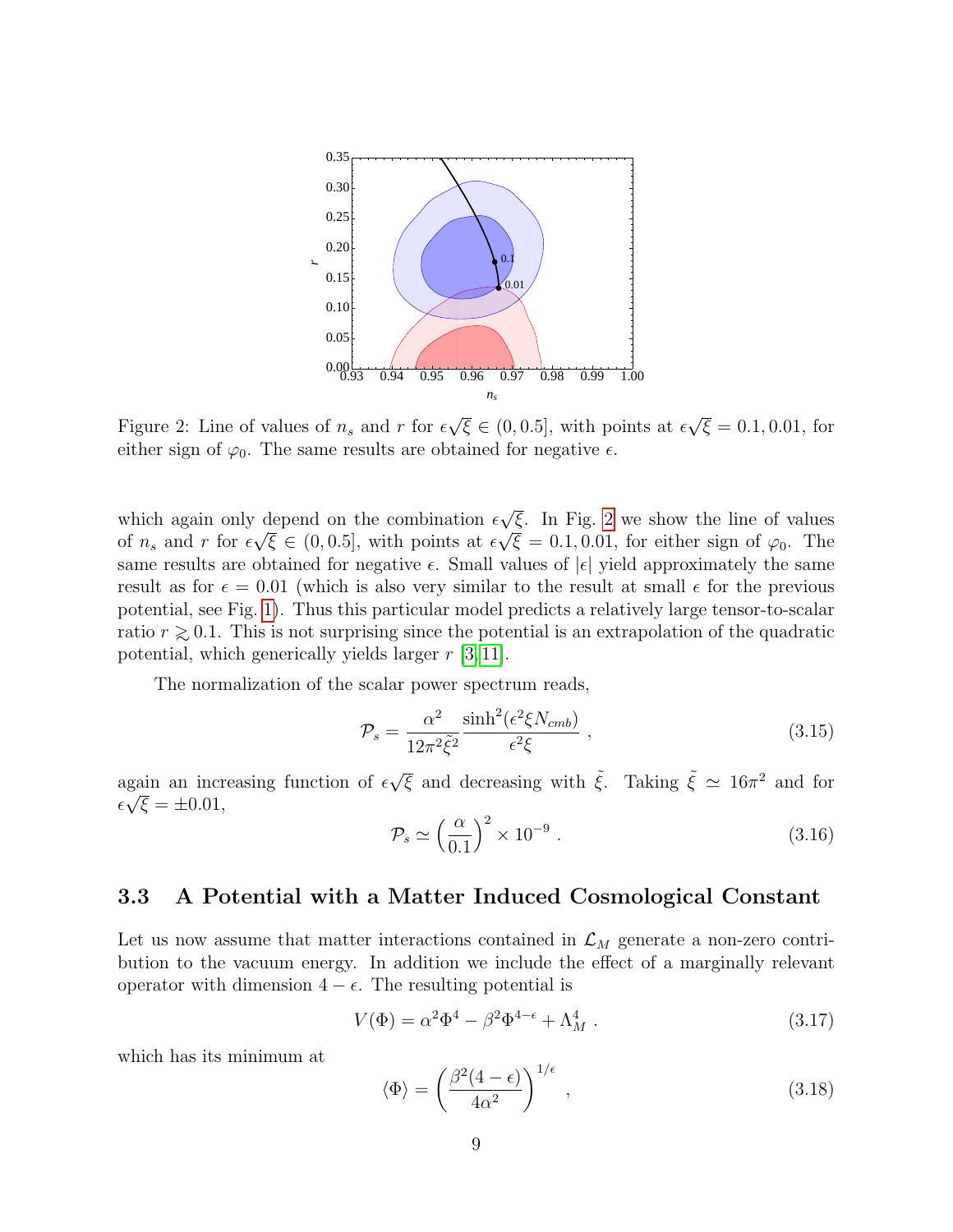Figure 2: Line of values of $n_s$ and $r$ for $\epsilon\sqrt{\xi} \in (0, 0.5]$, with points at $\epsilon\sqrt{\xi} = 0.1, 0.01$, for either sign of $\varphi_0$. The same results are obtained for negative $\epsilon$.

which again only depend on the combination $\epsilon\sqrt{\xi}$. In Fig. 2 we show the line of values of $n_s$ and $r$ for $\epsilon\sqrt{\xi} \in (0, 0.5]$, with points at $\epsilon\sqrt{\xi} = 0.1, 0.01$, for either sign of $\varphi_0$. The same results are obtained for negative $\epsilon$. Small values of $|\epsilon|$ yield approximately the same result as for $\epsilon = 0.01$ (which is also very similar to the result at small $\epsilon$ for the previous potential, see Fig. 1). Thus this particular model predicts a relatively large tensor-to-scalar ratio $r \gtrsim 0.1$. This is not surprising since the potential is an extrapolation of the quadratic potential, which generically yields larger $r$ [3, 11].

The normalization of the scalar power spectrum reads,

$$\mathcal{P}_s = \frac{\alpha^2}{12\pi^2\tilde{\xi}^2}\frac{\sinh^2(\epsilon^2\xi N_{cmb})}{\epsilon^2\xi} , \tag{3.15}$$

again an increasing function of $\epsilon\sqrt{\xi}$ and decreasing with $\tilde{\xi}$. Taking $\tilde{\xi} \simeq 16\pi^2$ and for $\epsilon\sqrt{\xi} = \pm 0.01$,

$$\mathcal{P}_s \simeq \left(\frac{\alpha}{0.1}\right)^2 \times 10^{-9} . \tag{3.16}$$

### 3.3 A Potential with a Matter Induced Cosmological Constant

Let us now assume that matter interactions contained in $\mathcal{L}_M$ generate a non-zero contribution to the vacuum energy. In addition we include the effect of a marginally relevant operator with dimension $4 - \epsilon$. The resulting potential is

$$V(\Phi) = \alpha^2\Phi^4 - \beta^2\Phi^{4-\epsilon} + \Lambda_M^4 . \tag{3.17}$$

which has its minimum at

$$\langle\Phi\rangle = \left(\frac{\beta^2(4-\epsilon)}{4\alpha^2}\right)^{1/\epsilon} , \tag{3.18}$$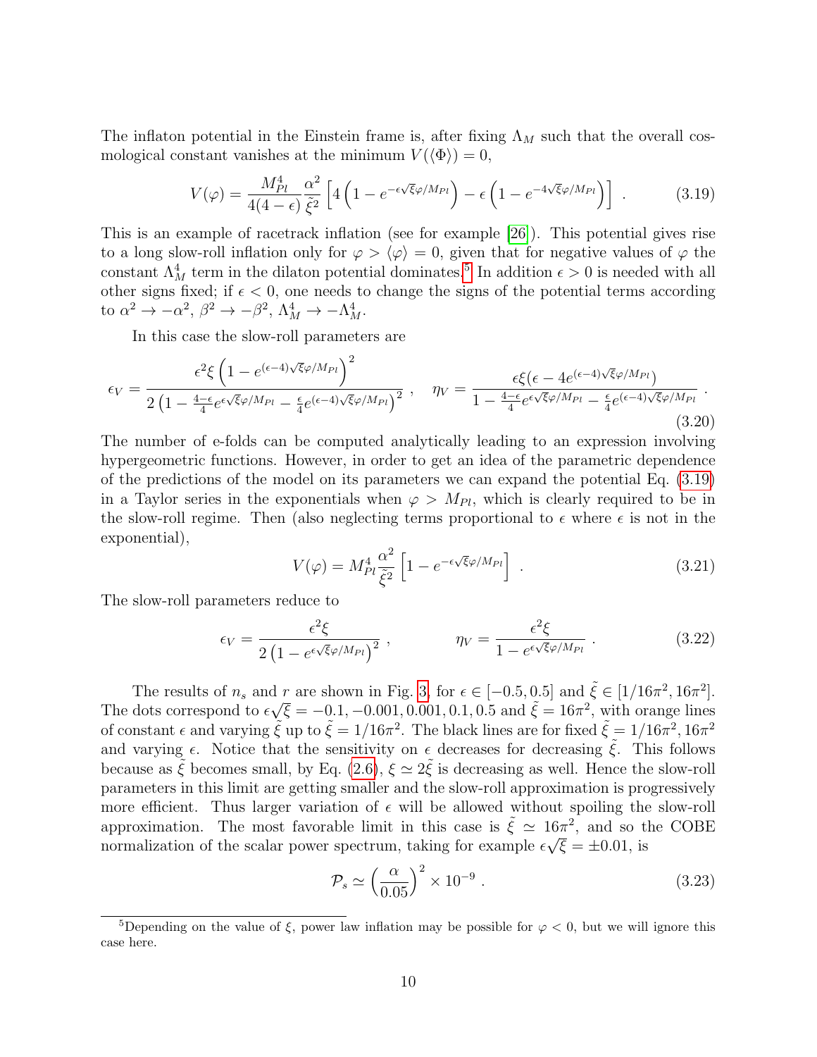The inflaton potential in the Einstein frame is, after fixing $\Lambda_M$ such that the overall cosmological constant vanishes at the minimum $V(\langle\Phi\rangle) = 0$,

$$V(\varphi) = \frac{M_{Pl}^4}{4(4-\epsilon)} \frac{\alpha^2}{\tilde{\xi}^2} \left[ 4\left(1 - e^{-\epsilon\sqrt{\xi}\varphi/M_{Pl}}\right) - \epsilon\left(1 - e^{-4\sqrt{\xi}\varphi/M_{Pl}}\right) \right] . \tag{3.19}$$

This is an example of racetrack inflation (see for example [26]). This potential gives rise to a long slow-roll inflation only for $\varphi > \langle\varphi\rangle = 0$, given that for negative values of $\varphi$ the constant $\Lambda_M^4$ term in the dilaton potential dominates.[5] In addition $\epsilon > 0$ is needed with all other signs fixed; if $\epsilon < 0$, one needs to change the signs of the potential terms according to $\alpha^2 \to -\alpha^2$, $\beta^2 \to -\beta^2$, $\Lambda_M^4 \to -\Lambda_M^4$.

In this case the slow-roll parameters are

$$\epsilon_V = \frac{\epsilon^2\xi\left(1 - e^{(\epsilon-4)\sqrt{\xi}\varphi/M_{Pl}}\right)^2}{2\left(1 - \frac{4-\epsilon}{4}e^{\epsilon\sqrt{\xi}\varphi/M_{Pl}} - \frac{\epsilon}{4}e^{(\epsilon-4)\sqrt{\xi}\varphi/M_{Pl}}\right)^2} , \quad \eta_V = \frac{\epsilon\xi(\epsilon - 4e^{(\epsilon-4)\sqrt{\xi}\varphi/M_{Pl}})}{1 - \frac{4-\epsilon}{4}e^{\epsilon\sqrt{\xi}\varphi/M_{Pl}} - \frac{\epsilon}{4}e^{(\epsilon-4)\sqrt{\xi}\varphi/M_{Pl}}} . \tag{3.20}$$

The number of e-folds can be computed analytically leading to an expression involving hypergeometric functions. However, in order to get an idea of the parametric dependence of the predictions of the model on its parameters we can expand the potential Eq. (3.19) in a Taylor series in the exponentials when $\varphi > M_{Pl}$, which is clearly required to be in the slow-roll regime. Then (also neglecting terms proportional to $\epsilon$ where $\epsilon$ is not in the exponential),

$$V(\varphi) = M_{Pl}^4 \frac{\alpha^2}{\tilde{\xi}^2}\left[1 - e^{-\epsilon\sqrt{\xi}\varphi/M_{Pl}}\right] . \tag{3.21}$$

The slow-roll parameters reduce to

$$\epsilon_V = \frac{\epsilon^2\xi}{2\left(1 - e^{\epsilon\sqrt{\xi}\varphi/M_{Pl}}\right)^2} , \qquad \eta_V = \frac{\epsilon^2\xi}{1 - e^{\epsilon\sqrt{\xi}\varphi/M_{Pl}}} . \tag{3.22}$$

The results of $n_s$ and $r$ are shown in Fig. 3, for $\epsilon \in [-0.5, 0.5]$ and $\tilde{\xi} \in [1/16\pi^2, 16\pi^2]$. The dots correspond to $\epsilon\sqrt{\xi} = -0.1, -0.001, 0.001, 0.1, 0.5$ and $\tilde{\xi} = 16\pi^2$, with orange lines of constant $\epsilon$ and varying $\tilde{\xi}$ up to $\tilde{\xi} = 1/16\pi^2$. The black lines are for fixed $\tilde{\xi} = 1/16\pi^2, 16\pi^2$ and varying $\epsilon$. Notice that the sensitivity on $\epsilon$ decreases for decreasing $\tilde{\xi}$. This follows because as $\tilde{\xi}$ becomes small, by Eq. (2.6), $\xi \simeq 2\tilde{\xi}$ is decreasing as well. Hence the slow-roll parameters in this limit are getting smaller and the slow-roll approximation is progressively more efficient. Thus larger variation of $\epsilon$ will be allowed without spoiling the slow-roll approximation. The most favorable limit in this case is $\tilde{\xi} \simeq 16\pi^2$, and so the COBE normalization of the scalar power spectrum, taking for example $\epsilon\sqrt{\xi} = \pm 0.01$, is

$$\mathcal{P}_s \simeq \left(\frac{\alpha}{0.05}\right)^2 \times 10^{-9} . \tag{3.23}$$

[5] Depending on the value of $\xi$, power law inflation may be possible for $\varphi < 0$, but we will ignore this case here.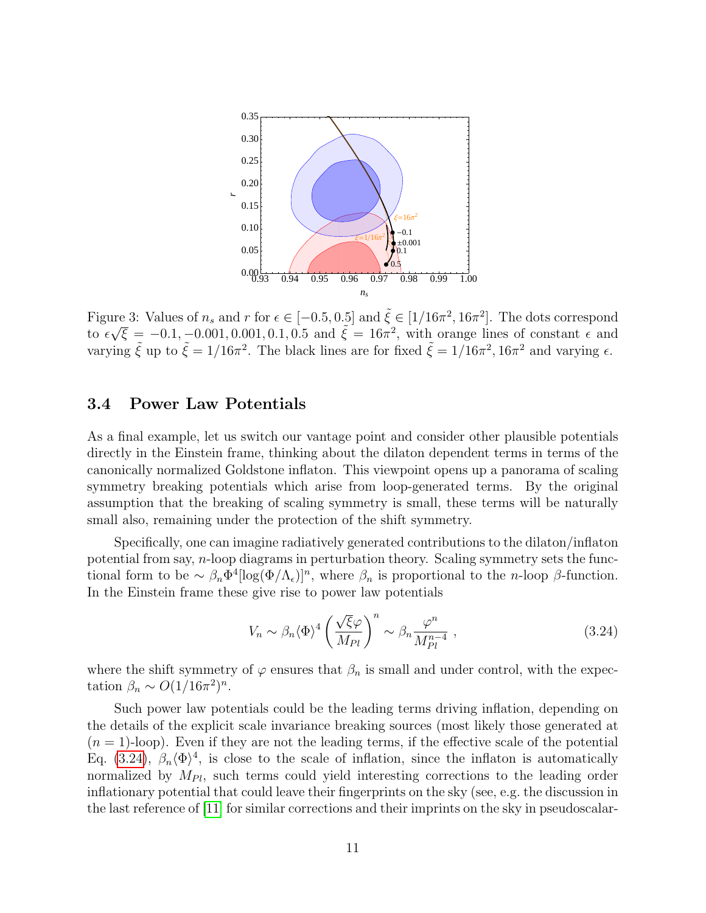Figure 3: Values of $n_s$ and $r$ for $\epsilon \in [-0.5, 0.5]$ and $\tilde{\xi} \in [1/16\pi^2, 16\pi^2]$. The dots correspond to $\epsilon\sqrt{\xi} = -0.1, -0.001, 0.001, 0.1, 0.5$ and $\tilde{\xi} = 16\pi^2$, with orange lines of constant $\epsilon$ and varying $\tilde{\xi}$ up to $\tilde{\xi} = 1/16\pi^2$. The black lines are for fixed $\tilde{\xi} = 1/16\pi^2, 16\pi^2$ and varying $\epsilon$.

### 3.4 Power Law Potentials

As a final example, let us switch our vantage point and consider other plausible potentials directly in the Einstein frame, thinking about the dilaton dependent terms in terms of the canonically normalized Goldstone inflaton. This viewpoint opens up a panorama of scaling symmetry breaking potentials which arise from loop-generated terms. By the original assumption that the breaking of scaling symmetry is small, these terms will be naturally small also, remaining under the protection of the shift symmetry.

Specifically, one can imagine radiatively generated contributions to the dilaton/inflaton potential from say, $n$-loop diagrams in perturbation theory. Scaling symmetry sets the functional form to be $\sim \beta_n \Phi^4[\log(\Phi/\Lambda_\epsilon)]^n$, where $\beta_n$ is proportional to the $n$-loop $\beta$-function. In the Einstein frame these give rise to power law potentials

$$V_n \sim \beta_n \langle\Phi\rangle^4 \left(\frac{\sqrt{\xi}\varphi}{M_{Pl}}\right)^n \sim \beta_n \frac{\varphi^n}{M_{Pl}^{n-4}} \ , \tag{3.24}$$

where the shift symmetry of $\varphi$ ensures that $\beta_n$ is small and under control, with the expectation $\beta_n \sim O(1/16\pi^2)^n$.

Such power law potentials could be the leading terms driving inflation, depending on the details of the explicit scale invariance breaking sources (most likely those generated at $(n = 1)$-loop). Even if they are not the leading terms, if the effective scale of the potential Eq. (3.24), $\beta_n\langle\Phi\rangle^4$, is close to the scale of inflation, since the inflaton is automatically normalized by $M_{Pl}$, such terms could yield interesting corrections to the leading order inflationary potential that could leave their fingerprints on the sky (see, e.g. the discussion in the last reference of [11] for similar corrections and their imprints on the sky in pseudoscalar-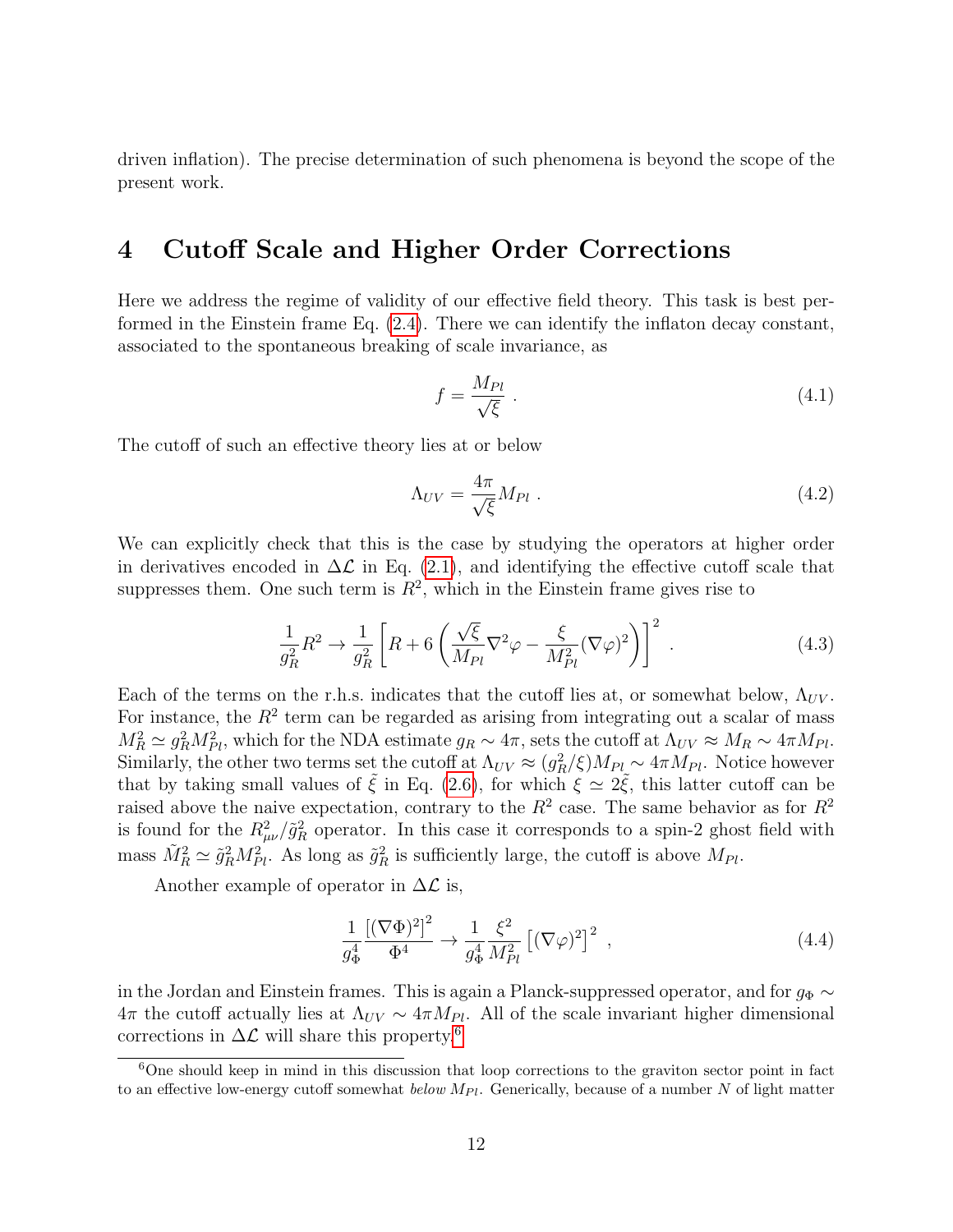driven inflation). The precise determination of such phenomena is beyond the scope of the present work.

# 4 Cutoff Scale and Higher Order Corrections

Here we address the regime of validity of our effective field theory. This task is best performed in the Einstein frame Eq. (2.4). There we can identify the inflaton decay constant, associated to the spontaneous breaking of scale invariance, as

$$f = \frac{M_{Pl}}{\sqrt{\xi}} \ . \tag{4.1}$$

The cutoff of such an effective theory lies at or below

$$\Lambda_{UV} = \frac{4\pi}{\sqrt{\xi}} M_{Pl} \ . \tag{4.2}$$

We can explicitly check that this is the case by studying the operators at higher order in derivatives encoded in $\Delta\mathcal{L}$ in Eq. (2.1), and identifying the effective cutoff scale that suppresses them. One such term is $R^2$, which in the Einstein frame gives rise to

$$\frac{1}{g_R^2} R^2 \to \frac{1}{g_R^2}\left[R + 6\left(\frac{\sqrt{\xi}}{M_{Pl}}\nabla^2\varphi - \frac{\xi}{M_{Pl}^2}(\nabla\varphi)^2\right)\right]^2 \ . \tag{4.3}$$

Each of the terms on the r.h.s. indicates that the cutoff lies at, or somewhat below, $\Lambda_{UV}$. For instance, the $R^2$ term can be regarded as arising from integrating out a scalar of mass $M_R^2 \simeq g_R^2 M_{Pl}^2$, which for the NDA estimate $g_R \sim 4\pi$, sets the cutoff at $\Lambda_{UV} \approx M_R \sim 4\pi M_{Pl}$. Similarly, the other two terms set the cutoff at $\Lambda_{UV} \approx (g_R^2/\xi) M_{Pl} \sim 4\pi M_{Pl}$. Notice however that by taking small values of $\tilde{\xi}$ in Eq. (2.6), for which $\xi \simeq 2\tilde{\xi}$, this latter cutoff can be raised above the naive expectation, contrary to the $R^2$ case. The same behavior as for $R^2$ is found for the $R_{\mu\nu}^2/\tilde{g}_R^2$ operator. In this case it corresponds to a spin-2 ghost field with mass $\tilde{M}_R^2 \simeq \tilde{g}_R^2 M_{Pl}^2$. As long as $\tilde{g}_R^2$ is sufficiently large, the cutoff is above $M_{Pl}$.

Another example of operator in $\Delta\mathcal{L}$ is,

$$\frac{1}{g_\Phi^4}\frac{\left[(\nabla\Phi)^2\right]^2}{\Phi^4} \to \frac{1}{g_\Phi^4}\frac{\xi^2}{M_{Pl}^2}\left[(\nabla\varphi)^2\right]^2 \ , \tag{4.4}$$

in the Jordan and Einstein frames. This is again a Planck-suppressed operator, and for $g_\Phi \sim 4\pi$ the cutoff actually lies at $\Lambda_{UV} \sim 4\pi M_{Pl}$. All of the scale invariant higher dimensional corrections in $\Delta\mathcal{L}$ will share this property.[6]

[6] One should keep in mind in this discussion that loop corrections to the graviton sector point in fact to an effective low-energy cutoff somewhat *below* $M_{Pl}$. Generically, because of a number $N$ of light matter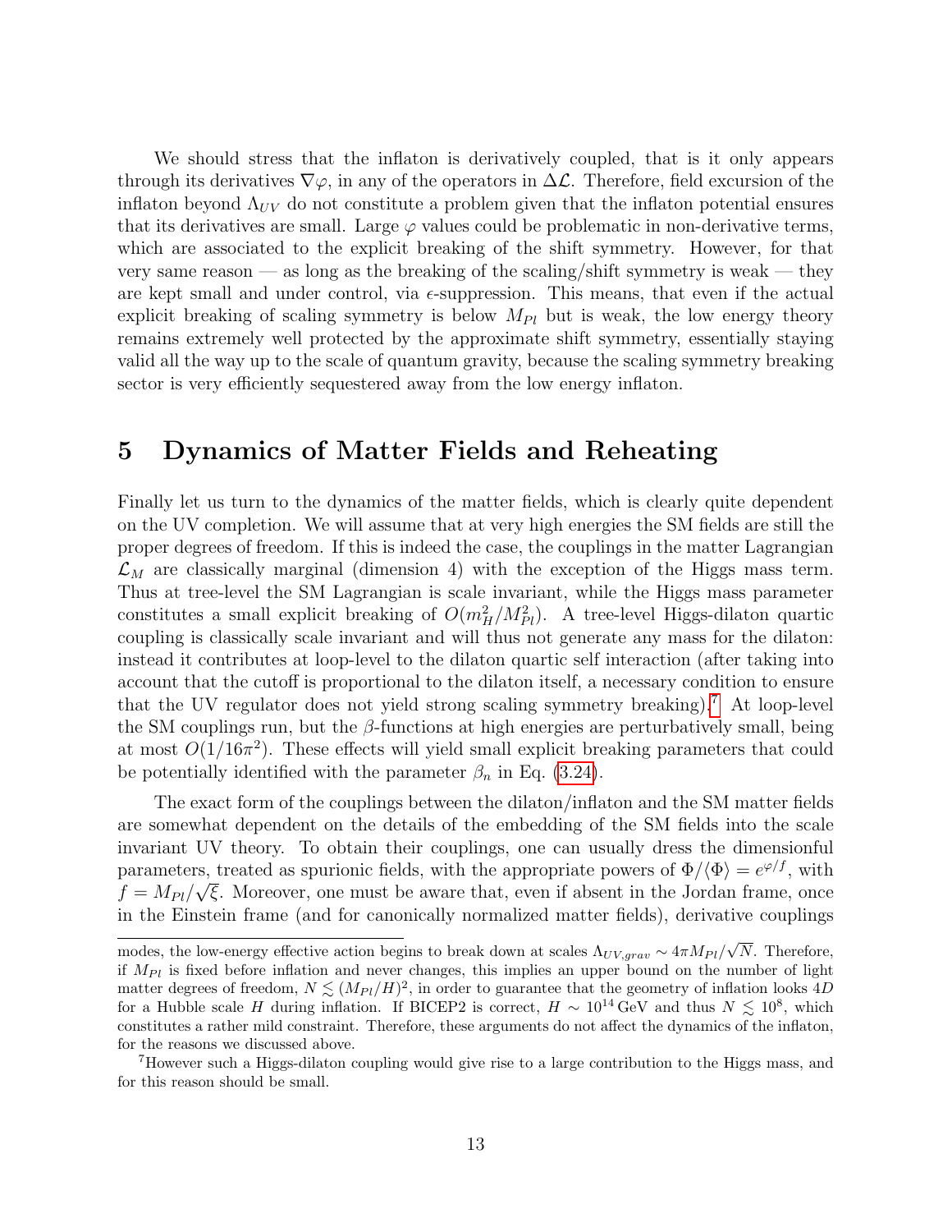We should stress that the inflaton is derivatively coupled, that is it only appears through its derivatives $\nabla\varphi$, in any of the operators in $\Delta\mathcal{L}$. Therefore, field excursion of the inflaton beyond $\Lambda_{UV}$ do not constitute a problem given that the inflaton potential ensures that its derivatives are small. Large $\varphi$ values could be problematic in non-derivative terms, which are associated to the explicit breaking of the shift symmetry. However, for that very same reason — as long as the breaking of the scaling/shift symmetry is weak — they are kept small and under control, via $\epsilon$-suppression. This means, that even if the actual explicit breaking of scaling symmetry is below $M_{Pl}$ but is weak, the low energy theory remains extremely well protected by the approximate shift symmetry, essentially staying valid all the way up to the scale of quantum gravity, because the scaling symmetry breaking sector is very efficiently sequestered away from the low energy inflaton.

# 5 Dynamics of Matter Fields and Reheating

Finally let us turn to the dynamics of the matter fields, which is clearly quite dependent on the UV completion. We will assume that at very high energies the SM fields are still the proper degrees of freedom. If this is indeed the case, the couplings in the matter Lagrangian $\mathcal{L}_M$ are classically marginal (dimension 4) with the exception of the Higgs mass term. Thus at tree-level the SM Lagrangian is scale invariant, while the Higgs mass parameter constitutes a small explicit breaking of $O(m_H^2/M_{Pl}^2)$. A tree-level Higgs-dilaton quartic coupling is classically scale invariant and will thus not generate any mass for the dilaton: instead it contributes at loop-level to the dilaton quartic self interaction (after taking into account that the cutoff is proportional to the dilaton itself, a necessary condition to ensure that the UV regulator does not yield strong scaling symmetry breaking).[7] At loop-level the SM couplings run, but the $\beta$-functions at high energies are perturbatively small, being at most $O(1/16\pi^2)$. These effects will yield small explicit breaking parameters that could be potentially identified with the parameter $\beta_n$ in Eq. (3.24).

The exact form of the couplings between the dilaton/inflaton and the SM matter fields are somewhat dependent on the details of the embedding of the SM fields into the scale invariant UV theory. To obtain their couplings, one can usually dress the dimensionful parameters, treated as spurionic fields, with the appropriate powers of $\Phi/\langle\Phi\rangle = e^{\varphi/f}$, with $f = M_{Pl}/\sqrt{\xi}$. Moreover, one must be aware that, even if absent in the Jordan frame, once in the Einstein frame (and for canonically normalized matter fields), derivative couplings

modes, the low-energy effective action begins to break down at scales $\Lambda_{UV,grav} \sim 4\pi M_{Pl}/\sqrt{N}$. Therefore, if $M_{Pl}$ is fixed before inflation and never changes, this implies an upper bound on the number of light matter degrees of freedom, $N \lesssim (M_{Pl}/H)^2$, in order to guarantee that the geometry of inflation looks $4D$ for a Hubble scale $H$ during inflation. If BICEP2 is correct, $H \sim 10^{14}\,\text{GeV}$ and thus $N \lesssim 10^8$, which constitutes a rather mild constraint. Therefore, these arguments do not affect the dynamics of the inflaton, for the reasons we discussed above.

[7] However such a Higgs-dilaton coupling would give rise to a large contribution to the Higgs mass, and for this reason should be small.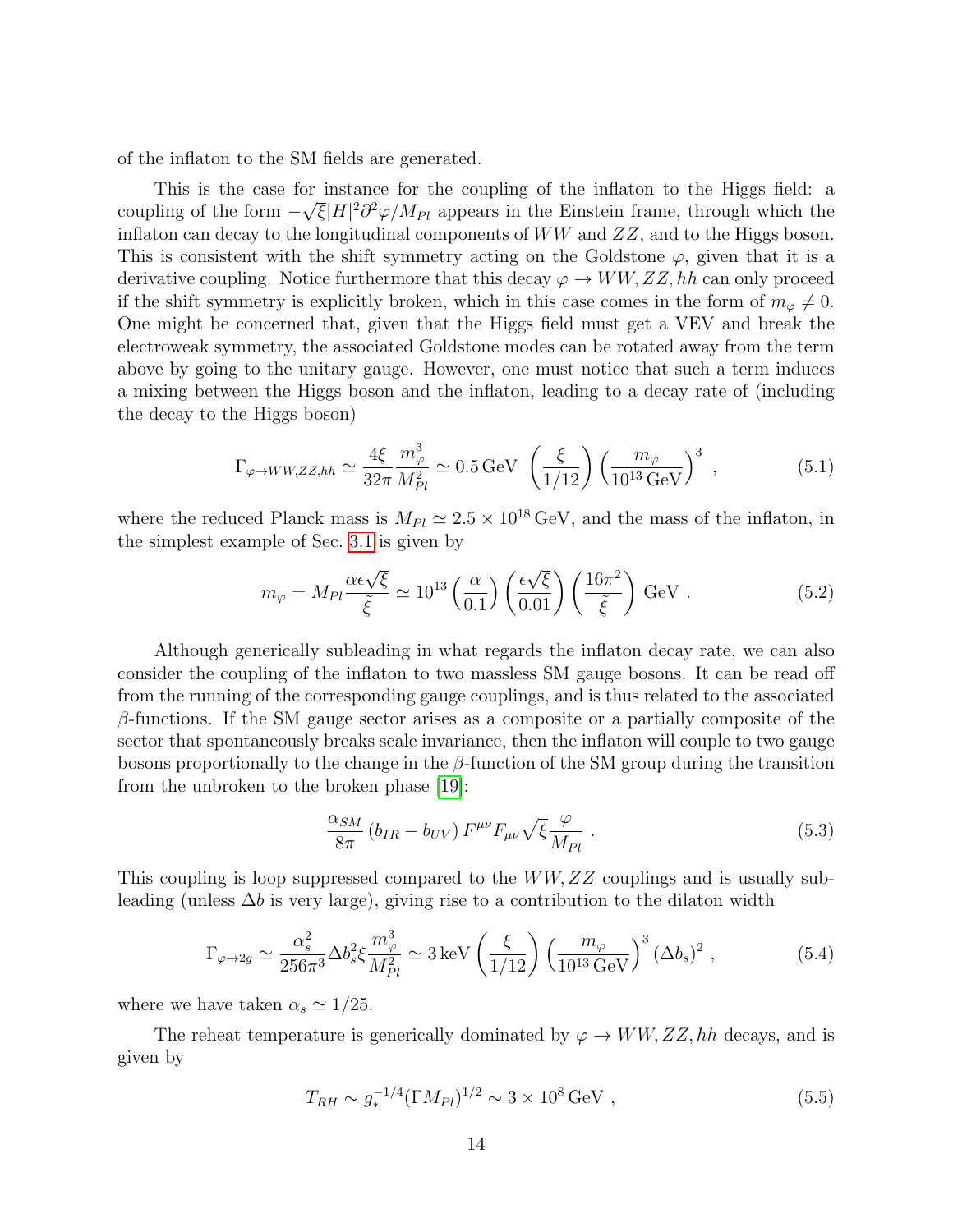of the inflaton to the SM fields are generated.

This is the case for instance for the coupling of the inflaton to the Higgs field: a coupling of the form $-\sqrt{\xi}|H|^2\partial^2\varphi/M_{Pl}$ appears in the Einstein frame, through which the inflaton can decay to the longitudinal components of $WW$ and $ZZ$, and to the Higgs boson. This is consistent with the shift symmetry acting on the Goldstone $\varphi$, given that it is a derivative coupling. Notice furthermore that this decay $\varphi \to WW, ZZ, hh$ can only proceed if the shift symmetry is explicitly broken, which in this case comes in the form of $m_\varphi \neq 0$. One might be concerned that, given that the Higgs field must get a VEV and break the electroweak symmetry, the associated Goldstone modes can be rotated away from the term above by going to the unitary gauge. However, one must notice that such a term induces a mixing between the Higgs boson and the inflaton, leading to a decay rate of (including the decay to the Higgs boson)

$$\Gamma_{\varphi \to WW,ZZ,hh} \simeq \frac{4\xi}{32\pi}\frac{m_\varphi^3}{M_{Pl}^2} \simeq 0.5\,\text{GeV}\ \left(\frac{\xi}{1/12}\right)\left(\frac{m_\varphi}{10^{13}\,\text{GeV}}\right)^3 , \tag{5.1}$$

where the reduced Planck mass is $M_{Pl} \simeq 2.5 \times 10^{18}\,\text{GeV}$, and the mass of the inflaton, in the simplest example of Sec. 3.1 is given by

$$m_\varphi = M_{Pl}\frac{\alpha\epsilon\sqrt{\xi}}{\tilde{\xi}} \simeq 10^{13}\left(\frac{\alpha}{0.1}\right)\left(\frac{\epsilon\sqrt{\xi}}{0.01}\right)\left(\frac{16\pi^2}{\tilde{\xi}}\right)\text{GeV} . \tag{5.2}$$

Although generically subleading in what regards the inflaton decay rate, we can also consider the coupling of the inflaton to two massless SM gauge bosons. It can be read off from the running of the corresponding gauge couplings, and is thus related to the associated $\beta$-functions. If the SM gauge sector arises as a composite or a partially composite of the sector that spontaneously breaks scale invariance, then the inflaton will couple to two gauge bosons proportionally to the change in the $\beta$-function of the SM group during the transition from the unbroken to the broken phase [19]:

$$\frac{\alpha_{SM}}{8\pi}\left(b_{IR} - b_{UV}\right) F^{\mu\nu}F_{\mu\nu}\sqrt{\xi}\frac{\varphi}{M_{Pl}} . \tag{5.3}$$

This coupling is loop suppressed compared to the $WW, ZZ$ couplings and is usually subleading (unless $\Delta b$ is very large), giving rise to a contribution to the dilaton width

$$\Gamma_{\varphi\to 2g} \simeq \frac{\alpha_s^2}{256\pi^3}\Delta b_s^2 \xi \frac{m_\varphi^3}{M_{Pl}^2} \simeq 3\,\text{keV}\left(\frac{\xi}{1/12}\right)\left(\frac{m_\varphi}{10^{13}\,\text{GeV}}\right)^3 (\Delta b_s)^2 , \tag{5.4}$$

where we have taken $\alpha_s \simeq 1/25$.

The reheat temperature is generically dominated by $\varphi \to WW, ZZ, hh$ decays, and is given by

$$T_{RH} \sim g_*^{-1/4}(\Gamma M_{Pl})^{1/2} \sim 3 \times 10^8\,\text{GeV} , \tag{5.5}$$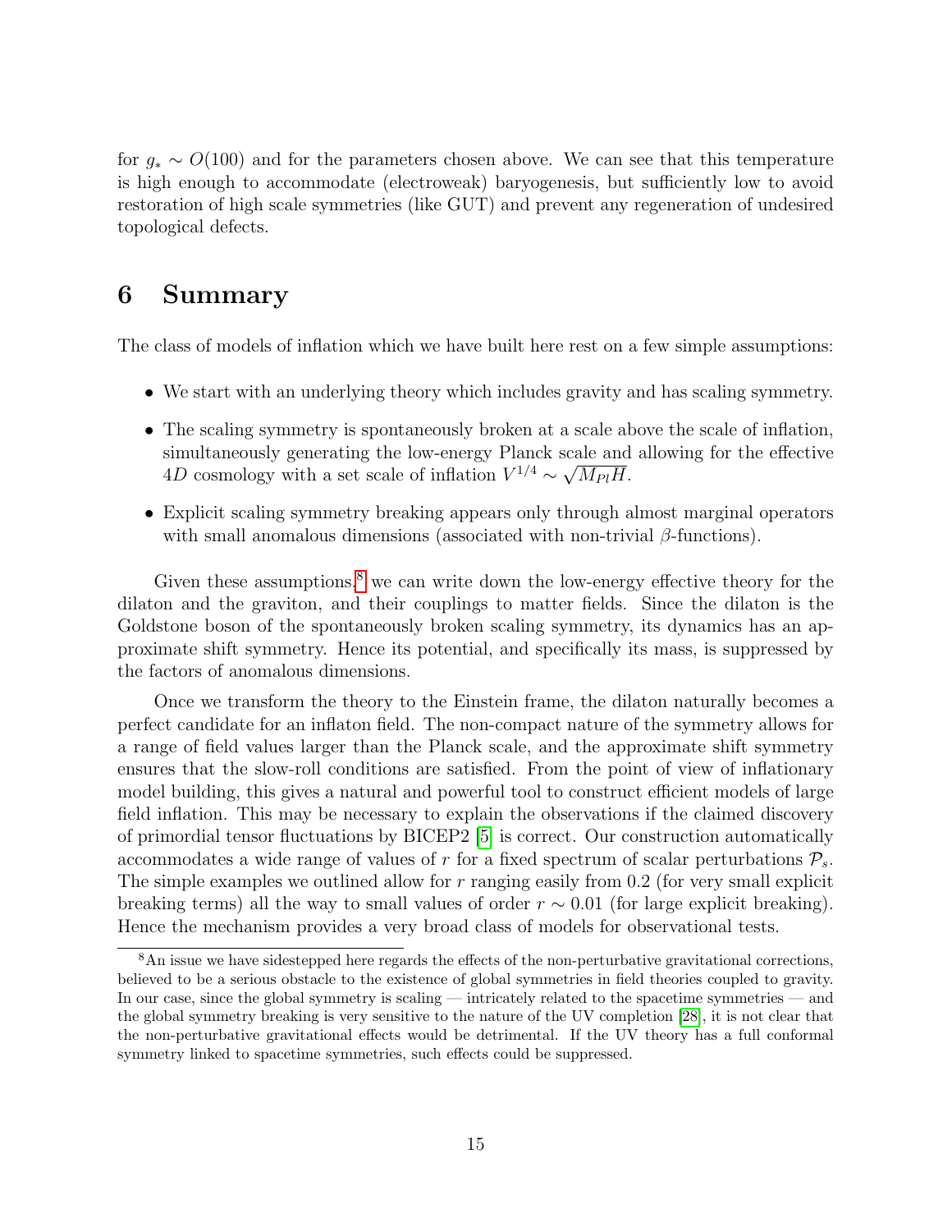for $g_* \sim O(100)$ and for the parameters chosen above. We can see that this temperature is high enough to accommodate (electroweak) baryogenesis, but sufficiently low to avoid restoration of high scale symmetries (like GUT) and prevent any regeneration of undesired topological defects.

# 6 Summary

The class of models of inflation which we have built here rest on a few simple assumptions:

- We start with an underlying theory which includes gravity and has scaling symmetry.
- The scaling symmetry is spontaneously broken at a scale above the scale of inflation, simultaneously generating the low-energy Planck scale and allowing for the effective $4D$ cosmology with a set scale of inflation $V^{1/4} \sim \sqrt{M_{Pl}H}$.
- Explicit scaling symmetry breaking appears only through almost marginal operators with small anomalous dimensions (associated with non-trivial $\beta$-functions).

Given these assumptions,[8] we can write down the low-energy effective theory for the dilaton and the graviton, and their couplings to matter fields. Since the dilaton is the Goldstone boson of the spontaneously broken scaling symmetry, its dynamics has an approximate shift symmetry. Hence its potential, and specifically its mass, is suppressed by the factors of anomalous dimensions.

Once we transform the theory to the Einstein frame, the dilaton naturally becomes a perfect candidate for an inflaton field. The non-compact nature of the symmetry allows for a range of field values larger than the Planck scale, and the approximate shift symmetry ensures that the slow-roll conditions are satisfied. From the point of view of inflationary model building, this gives a natural and powerful tool to construct efficient models of large field inflation. This may be necessary to explain the observations if the claimed discovery of primordial tensor fluctuations by BICEP2 [5] is correct. Our construction automatically accommodates a wide range of values of $r$ for a fixed spectrum of scalar perturbations $\mathcal{P}_s$. The simple examples we outlined allow for $r$ ranging easily from 0.2 (for very small explicit breaking terms) all the way to small values of order $r \sim 0.01$ (for large explicit breaking). Hence the mechanism provides a very broad class of models for observational tests.

[8] An issue we have sidestepped here regards the effects of the non-perturbative gravitational corrections, believed to be a serious obstacle to the existence of global symmetries in field theories coupled to gravity. In our case, since the global symmetry is scaling — intricately related to the spacetime symmetries — and the global symmetry breaking is very sensitive to the nature of the UV completion [28], it is not clear that the non-perturbative gravitational effects would be detrimental. If the UV theory has a full conformal symmetry linked to spacetime symmetries, such effects could be suppressed.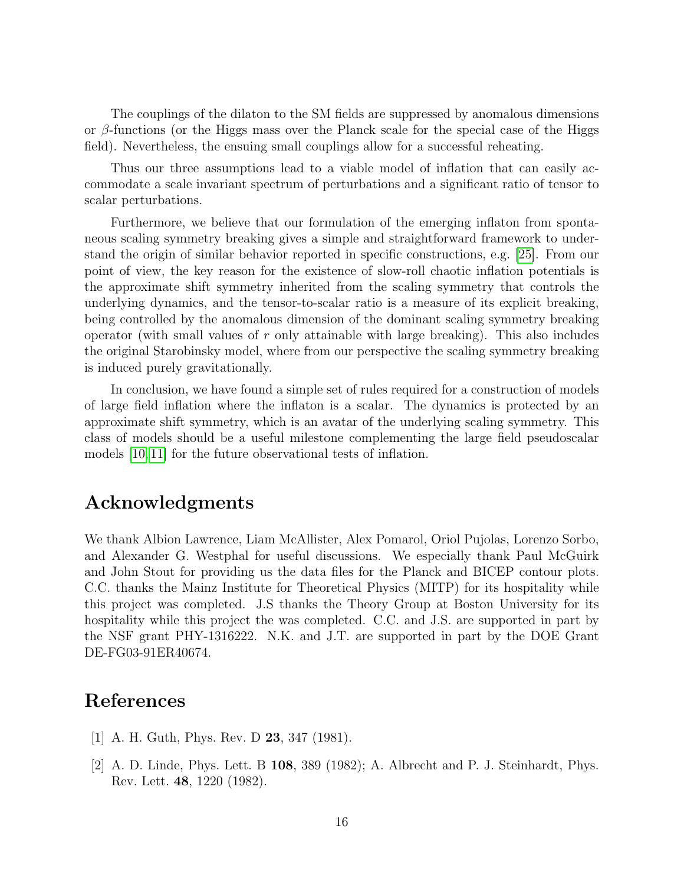The couplings of the dilaton to the SM fields are suppressed by anomalous dimensions or $\beta$-functions (or the Higgs mass over the Planck scale for the special case of the Higgs field). Nevertheless, the ensuing small couplings allow for a successful reheating.

Thus our three assumptions lead to a viable model of inflation that can easily accommodate a scale invariant spectrum of perturbations and a significant ratio of tensor to scalar perturbations.

Furthermore, we believe that our formulation of the emerging inflaton from spontaneous scaling symmetry breaking gives a simple and straightforward framework to understand the origin of similar behavior reported in specific constructions, e.g. [25]. From our point of view, the key reason for the existence of slow-roll chaotic inflation potentials is the approximate shift symmetry inherited from the scaling symmetry that controls the underlying dynamics, and the tensor-to-scalar ratio is a measure of its explicit breaking, being controlled by the anomalous dimension of the dominant scaling symmetry breaking operator (with small values of $r$ only attainable with large breaking). This also includes the original Starobinsky model, where from our perspective the scaling symmetry breaking is induced purely gravitationally.

In conclusion, we have found a simple set of rules required for a construction of models of large field inflation where the inflaton is a scalar. The dynamics is protected by an approximate shift symmetry, which is an avatar of the underlying scaling symmetry. This class of models should be a useful milestone complementing the large field pseudoscalar models [10,11] for the future observational tests of inflation.

## Acknowledgments

We thank Albion Lawrence, Liam McAllister, Alex Pomarol, Oriol Pujolas, Lorenzo Sorbo, and Alexander G. Westphal for useful discussions. We especially thank Paul McGuirk and John Stout for providing us the data files for the Planck and BICEP contour plots. C.C. thanks the Mainz Institute for Theoretical Physics (MITP) for its hospitality while this project was completed. J.S thanks the Theory Group at Boston University for its hospitality while this project the was completed. C.C. and J.S. are supported in part by the NSF grant PHY-1316222. N.K. and J.T. are supported in part by the DOE Grant DE-FG03-91ER40674.

## References

[1] A. H. Guth, Phys. Rev. D **23**, 347 (1981).

[2] A. D. Linde, Phys. Lett. B **108**, 389 (1982); A. Albrecht and P. J. Steinhardt, Phys. Rev. Lett. **48**, 1220 (1982).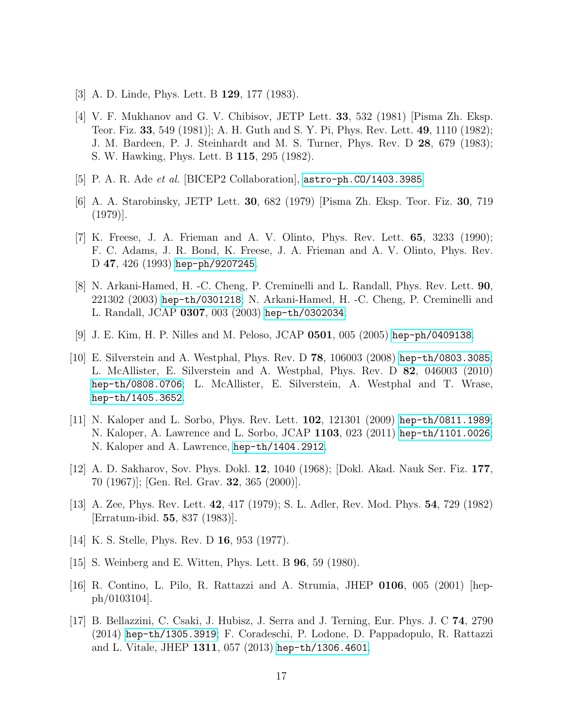[3] A. D. Linde, Phys. Lett. B **129**, 177 (1983).

[4] V. F. Mukhanov and G. V. Chibisov, JETP Lett. **33**, 532 (1981) [Pisma Zh. Eksp. Teor. Fiz. **33**, 549 (1981)]; A. H. Guth and S. Y. Pi, Phys. Rev. Lett. **49**, 1110 (1982); J. M. Bardeen, P. J. Steinhardt and M. S. Turner, Phys. Rev. D **28**, 679 (1983); S. W. Hawking, Phys. Lett. B **115**, 295 (1982).

[5] P. A. R. Ade *et al.* [BICEP2 Collaboration], astro-ph.CO/1403.3985.

[6] A. A. Starobinsky, JETP Lett. **30**, 682 (1979) [Pisma Zh. Eksp. Teor. Fiz. **30**, 719 (1979)].

[7] K. Freese, J. A. Frieman and A. V. Olinto, Phys. Rev. Lett. **65**, 3233 (1990); F. C. Adams, J. R. Bond, K. Freese, J. A. Frieman and A. V. Olinto, Phys. Rev. D **47**, 426 (1993) hep-ph/9207245.

[8] N. Arkani-Hamed, H. -C. Cheng, P. Creminelli and L. Randall, Phys. Rev. Lett. **90**, 221302 (2003) hep-th/0301218; N. Arkani-Hamed, H. -C. Cheng, P. Creminelli and L. Randall, JCAP **0307**, 003 (2003) hep-th/0302034.

[9] J. E. Kim, H. P. Nilles and M. Peloso, JCAP **0501**, 005 (2005) hep-ph/0409138.

[10] E. Silverstein and A. Westphal, Phys. Rev. D **78**, 106003 (2008) hep-th/0803.3085; L. McAllister, E. Silverstein and A. Westphal, Phys. Rev. D **82**, 046003 (2010) hep-th/0808.0706; L. McAllister, E. Silverstein, A. Westphal and T. Wrase, hep-th/1405.3652.

[11] N. Kaloper and L. Sorbo, Phys. Rev. Lett. **102**, 121301 (2009) hep-th/0811.1989; N. Kaloper, A. Lawrence and L. Sorbo, JCAP **1103**, 023 (2011) hep-th/1101.0026; N. Kaloper and A. Lawrence, hep-th/1404.2912.

[12] A. D. Sakharov, Sov. Phys. Dokl. **12**, 1040 (1968); [Dokl. Akad. Nauk Ser. Fiz. **177**, 70 (1967)]; [Gen. Rel. Grav. **32**, 365 (2000)].

[13] A. Zee, Phys. Rev. Lett. **42**, 417 (1979); S. L. Adler, Rev. Mod. Phys. **54**, 729 (1982) [Erratum-ibid. **55**, 837 (1983)].

[14] K. S. Stelle, Phys. Rev. D **16**, 953 (1977).

[15] S. Weinberg and E. Witten, Phys. Lett. B **96**, 59 (1980).

[16] R. Contino, L. Pilo, R. Rattazzi and A. Strumia, JHEP **0106**, 005 (2001) [hep-ph/0103104].

[17] B. Bellazzini, C. Csaki, J. Hubisz, J. Serra and J. Terning, Eur. Phys. J. C **74**, 2790 (2014) hep-th/1305.3919; F. Coradeschi, P. Lodone, D. Pappadopulo, R. Rattazzi and L. Vitale, JHEP **1311**, 057 (2013) hep-th/1306.4601.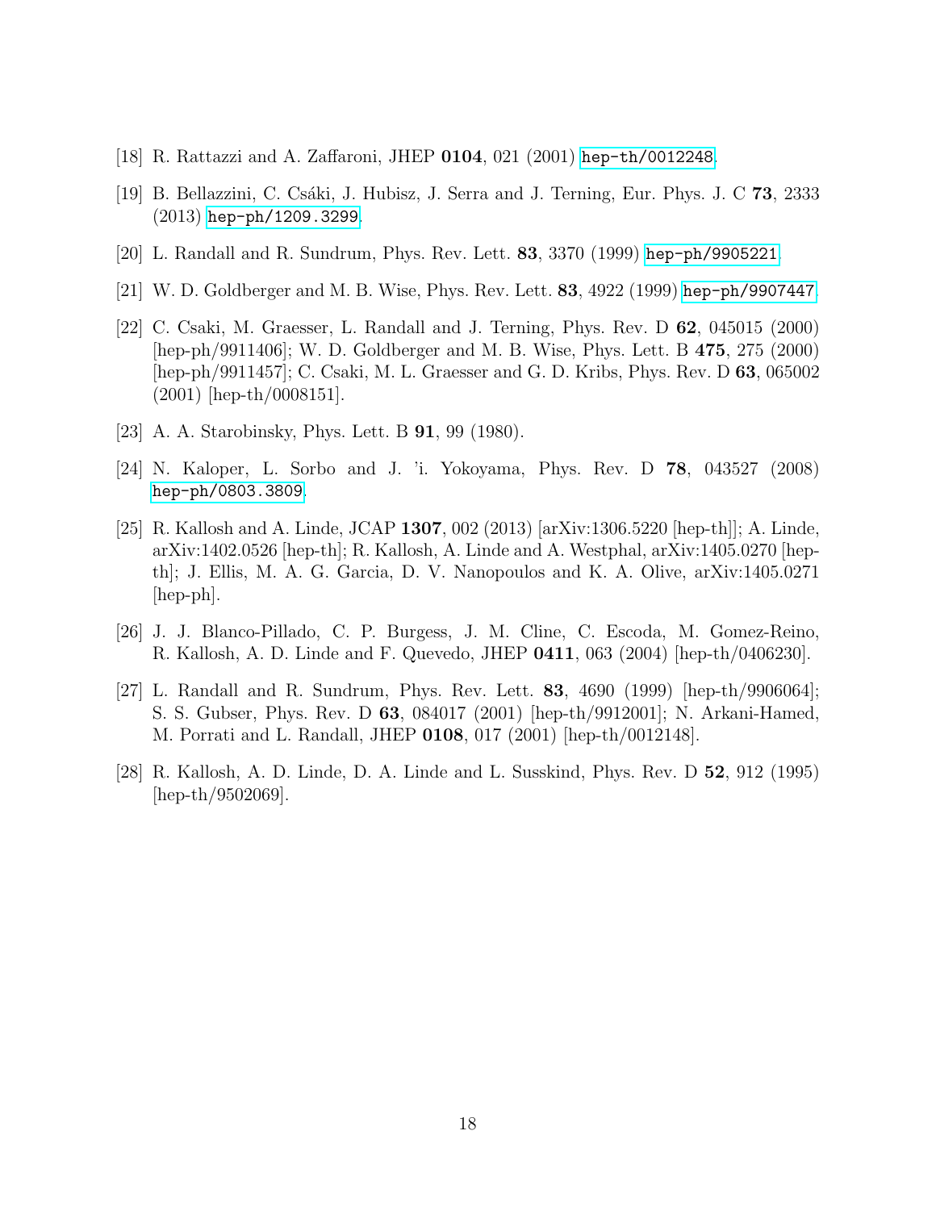[18] R. Rattazzi and A. Zaffaroni, JHEP **0104**, 021 (2001) hep-th/0012248.

[19] B. Bellazzini, C. Csáki, J. Hubisz, J. Serra and J. Terning, Eur. Phys. J. C **73**, 2333 (2013) hep-ph/1209.3299.

[20] L. Randall and R. Sundrum, Phys. Rev. Lett. **83**, 3370 (1999) hep-ph/9905221.

[21] W. D. Goldberger and M. B. Wise, Phys. Rev. Lett. **83**, 4922 (1999) hep-ph/9907447.

[22] C. Csaki, M. Graesser, L. Randall and J. Terning, Phys. Rev. D **62**, 045015 (2000) [hep-ph/9911406]; W. D. Goldberger and M. B. Wise, Phys. Lett. B **475**, 275 (2000) [hep-ph/9911457]; C. Csaki, M. L. Graesser and G. D. Kribs, Phys. Rev. D **63**, 065002 (2001) [hep-th/0008151].

[23] A. A. Starobinsky, Phys. Lett. B **91**, 99 (1980).

[24] N. Kaloper, L. Sorbo and J. 'i. Yokoyama, Phys. Rev. D **78**, 043527 (2008) hep-ph/0803.3809.

[25] R. Kallosh and A. Linde, JCAP **1307**, 002 (2013) [arXiv:1306.5220 [hep-th]]; A. Linde, arXiv:1402.0526 [hep-th]; R. Kallosh, A. Linde and A. Westphal, arXiv:1405.0270 [hep-th]; J. Ellis, M. A. G. Garcia, D. V. Nanopoulos and K. A. Olive, arXiv:1405.0271 [hep-ph].

[26] J. J. Blanco-Pillado, C. P. Burgess, J. M. Cline, C. Escoda, M. Gomez-Reino, R. Kallosh, A. D. Linde and F. Quevedo, JHEP **0411**, 063 (2004) [hep-th/0406230].

[27] L. Randall and R. Sundrum, Phys. Rev. Lett. **83**, 4690 (1999) [hep-th/9906064]; S. S. Gubser, Phys. Rev. D **63**, 084017 (2001) [hep-th/9912001]; N. Arkani-Hamed, M. Porrati and L. Randall, JHEP **0108**, 017 (2001) [hep-th/0012148].

[28] R. Kallosh, A. D. Linde, D. A. Linde and L. Susskind, Phys. Rev. D **52**, 912 (1995) [hep-th/9502069].